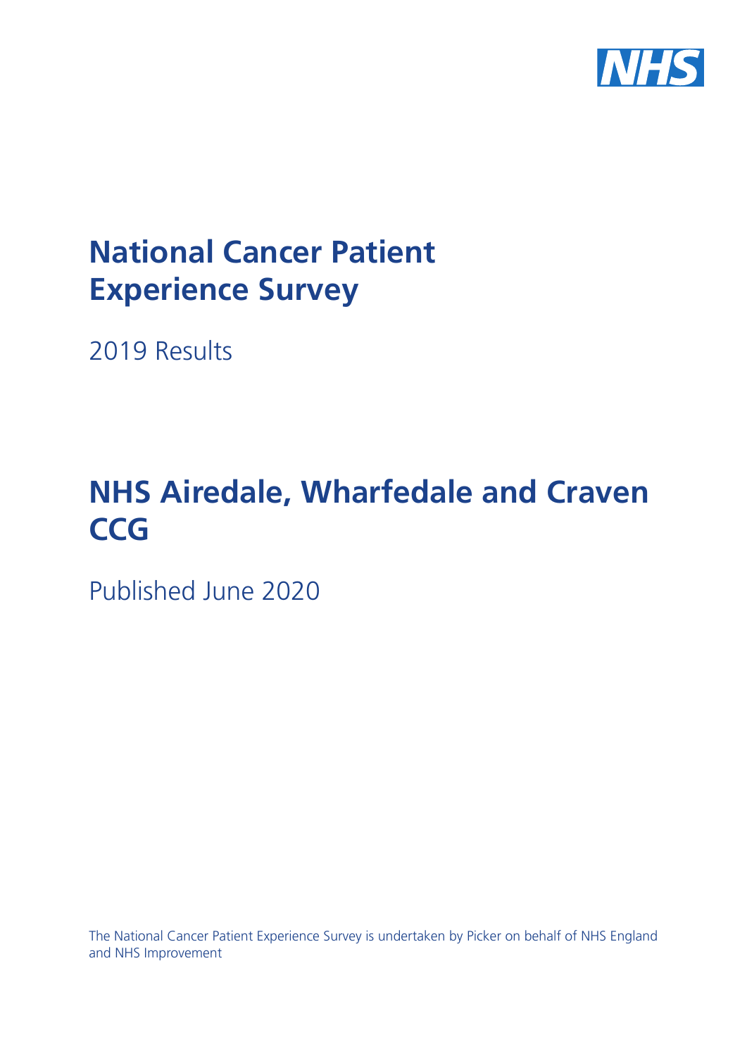NHS

# National Cancer Patient Experience Survey

2019 Results

# NHS Airedale, Wharfedale and Craven CCG

Published June 2020

The National Cancer Patient Experience Survey is undertaken by Picker on behalf of NHS England and NHS Improvement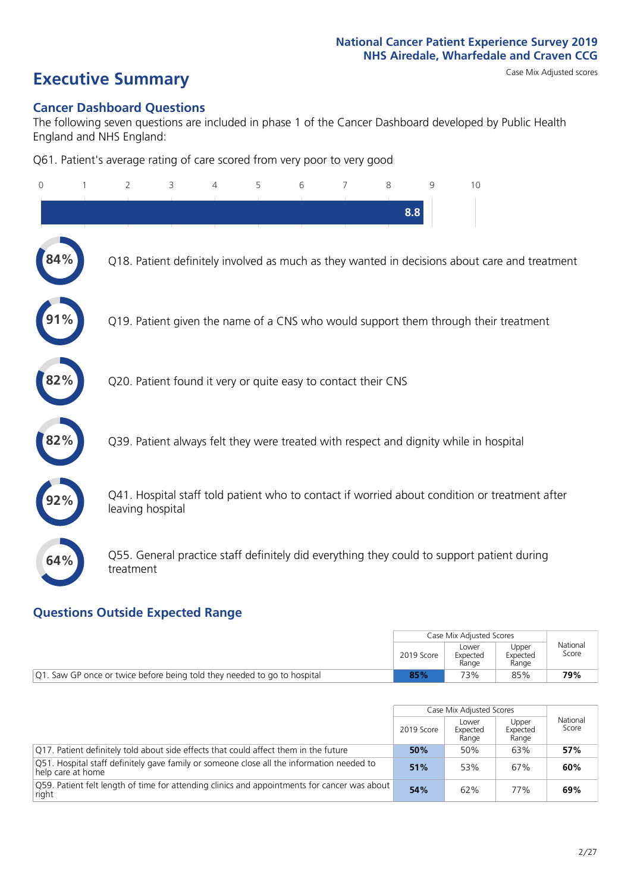# Executive Summary

Case Mix Adjusted scores

## Cancer Dashboard Questions

The following seven questions are included in phase 1 of the Cancer Dashboard developed by Public Health England and NHS England:

Q61. Patient's average rating of care scored from very poor to very good

8.8

| Score | Question |
|---|---|
| 84% | Q18. Patient definitely involved as much as they wanted in decisions about care and treatment |
| 91% | Q19. Patient given the name of a CNS who would support them through their treatment |
| 82% | Q20. Patient found it very or quite easy to contact their CNS |
| 82% | Q39. Patient always felt they were treated with respect and dignity while in hospital |
| 92% | Q41. Hospital staff told patient who to contact if worried about condition or treatment after leaving hospital |
| 64% | Q55. General practice staff definitely did everything they could to support patient during treatment |

## Questions Outside Expected Range

| | Case Mix Adjusted Scores | | | National Score |
|---|---|---|---|---|
| | 2019 Score | Lower Expected Range | Upper Expected Range | |
| Q1. Saw GP once or twice before being told they needed to go to hospital | **85%** | 73% | 85% | **79%** |

| | Case Mix Adjusted Scores | | | National Score |
|---|---|---|---|---|
| | 2019 Score | Lower Expected Range | Upper Expected Range | |
| Q17. Patient definitely told about side effects that could affect them in the future | **50%** | 50% | 63% | **57%** |
| Q51. Hospital staff definitely gave family or someone close all the information needed to help care at home | **51%** | 53% | 67% | **60%** |
| Q59. Patient felt length of time for attending clinics and appointments for cancer was about right | **54%** | 62% | 77% | **69%** |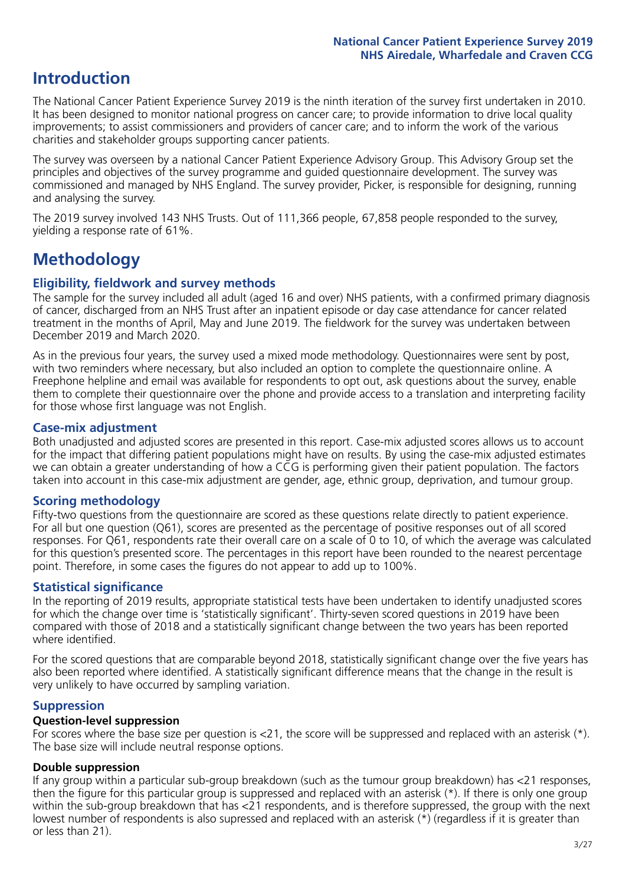# Introduction

The National Cancer Patient Experience Survey 2019 is the ninth iteration of the survey first undertaken in 2010. It has been designed to monitor national progress on cancer care; to provide information to drive local quality improvements; to assist commissioners and providers of cancer care; and to inform the work of the various charities and stakeholder groups supporting cancer patients.

The survey was overseen by a national Cancer Patient Experience Advisory Group. This Advisory Group set the principles and objectives of the survey programme and guided questionnaire development. The survey was commissioned and managed by NHS England. The survey provider, Picker, is responsible for designing, running and analysing the survey.

The 2019 survey involved 143 NHS Trusts. Out of 111,366 people, 67,858 people responded to the survey, yielding a response rate of 61%.

# Methodology

## Eligibility, fieldwork and survey methods

The sample for the survey included all adult (aged 16 and over) NHS patients, with a confirmed primary diagnosis of cancer, discharged from an NHS Trust after an inpatient episode or day case attendance for cancer related treatment in the months of April, May and June 2019. The fieldwork for the survey was undertaken between December 2019 and March 2020.

As in the previous four years, the survey used a mixed mode methodology. Questionnaires were sent by post, with two reminders where necessary, but also included an option to complete the questionnaire online. A Freephone helpline and email was available for respondents to opt out, ask questions about the survey, enable them to complete their questionnaire over the phone and provide access to a translation and interpreting facility for those whose first language was not English.

## Case-mix adjustment

Both unadjusted and adjusted scores are presented in this report. Case-mix adjusted scores allows us to account for the impact that differing patient populations might have on results. By using the case-mix adjusted estimates we can obtain a greater understanding of how a CCG is performing given their patient population. The factors taken into account in this case-mix adjustment are gender, age, ethnic group, deprivation, and tumour group.

## Scoring methodology

Fifty-two questions from the questionnaire are scored as these questions relate directly to patient experience. For all but one question (Q61), scores are presented as the percentage of positive responses out of all scored responses. For Q61, respondents rate their overall care on a scale of 0 to 10, of which the average was calculated for this question's presented score. The percentages in this report have been rounded to the nearest percentage point. Therefore, in some cases the figures do not appear to add up to 100%.

## Statistical significance

In the reporting of 2019 results, appropriate statistical tests have been undertaken to identify unadjusted scores for which the change over time is 'statistically significant'. Thirty-seven scored questions in 2019 have been compared with those of 2018 and a statistically significant change between the two years has been reported where identified.

For the scored questions that are comparable beyond 2018, statistically significant change over the five years has also been reported where identified. A statistically significant difference means that the change in the result is very unlikely to have occurred by sampling variation.

## Suppression

### Question-level suppression

For scores where the base size per question is <21, the score will be suppressed and replaced with an asterisk (*). The base size will include neutral response options.

### Double suppression

If any group within a particular sub-group breakdown (such as the tumour group breakdown) has <21 responses, then the figure for this particular group is suppressed and replaced with an asterisk (*). If there is only one group within the sub-group breakdown that has <21 respondents, and is therefore suppressed, the group with the next lowest number of respondents is also supressed and replaced with an asterisk (*) (regardless if it is greater than or less than 21).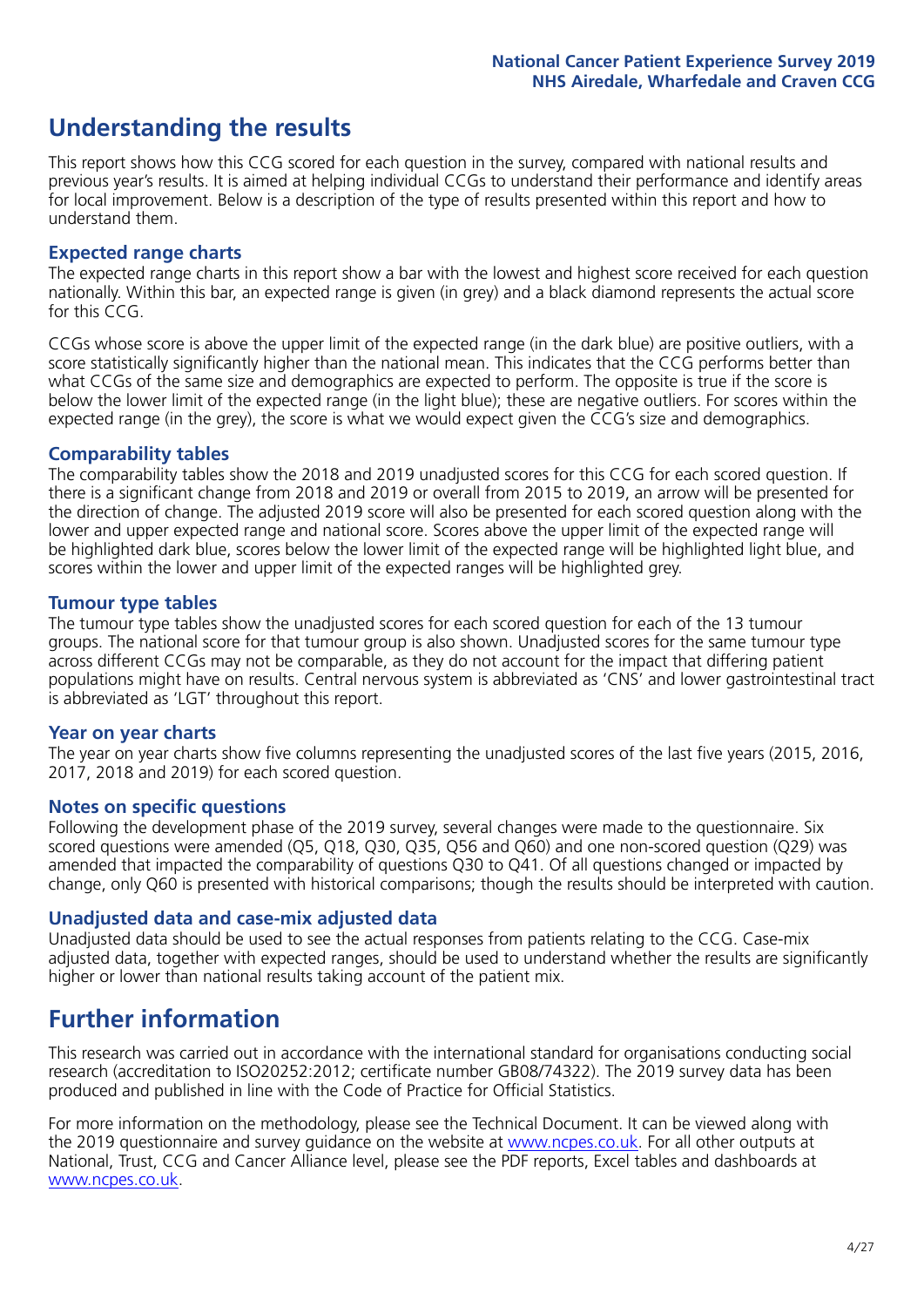# Understanding the results

This report shows how this CCG scored for each question in the survey, compared with national results and previous year's results. It is aimed at helping individual CCGs to understand their performance and identify areas for local improvement. Below is a description of the type of results presented within this report and how to understand them.

## Expected range charts

The expected range charts in this report show a bar with the lowest and highest score received for each question nationally. Within this bar, an expected range is given (in grey) and a black diamond represents the actual score for this CCG.

CCGs whose score is above the upper limit of the expected range (in the dark blue) are positive outliers, with a score statistically significantly higher than the national mean. This indicates that the CCG performs better than what CCGs of the same size and demographics are expected to perform. The opposite is true if the score is below the lower limit of the expected range (in the light blue); these are negative outliers. For scores within the expected range (in the grey), the score is what we would expect given the CCG's size and demographics.

## Comparability tables

The comparability tables show the 2018 and 2019 unadjusted scores for this CCG for each scored question. If there is a significant change from 2018 and 2019 or overall from 2015 to 2019, an arrow will be presented for the direction of change. The adjusted 2019 score will also be presented for each scored question along with the lower and upper expected range and national score. Scores above the upper limit of the expected range will be highlighted dark blue, scores below the lower limit of the expected range will be highlighted light blue, and scores within the lower and upper limit of the expected ranges will be highlighted grey.

## Tumour type tables

The tumour type tables show the unadjusted scores for each scored question for each of the 13 tumour groups. The national score for that tumour group is also shown. Unadjusted scores for the same tumour type across different CCGs may not be comparable, as they do not account for the impact that differing patient populations might have on results. Central nervous system is abbreviated as 'CNS' and lower gastrointestinal tract is abbreviated as 'LGT' throughout this report.

## Year on year charts

The year on year charts show five columns representing the unadjusted scores of the last five years (2015, 2016, 2017, 2018 and 2019) for each scored question.

## Notes on specific questions

Following the development phase of the 2019 survey, several changes were made to the questionnaire. Six scored questions were amended (Q5, Q18, Q30, Q35, Q56 and Q60) and one non-scored question (Q29) was amended that impacted the comparability of questions Q30 to Q41. Of all questions changed or impacted by change, only Q60 is presented with historical comparisons; though the results should be interpreted with caution.

## Unadjusted data and case-mix adjusted data

Unadjusted data should be used to see the actual responses from patients relating to the CCG. Case-mix adjusted data, together with expected ranges, should be used to understand whether the results are significantly higher or lower than national results taking account of the patient mix.

# Further information

This research was carried out in accordance with the international standard for organisations conducting social research (accreditation to ISO20252:2012; certificate number GB08/74322). The 2019 survey data has been produced and published in line with the Code of Practice for Official Statistics.

For more information on the methodology, please see the Technical Document. It can be viewed along with the 2019 questionnaire and survey guidance on the website at www.ncpes.co.uk. For all other outputs at National, Trust, CCG and Cancer Alliance level, please see the PDF reports, Excel tables and dashboards at www.ncpes.co.uk.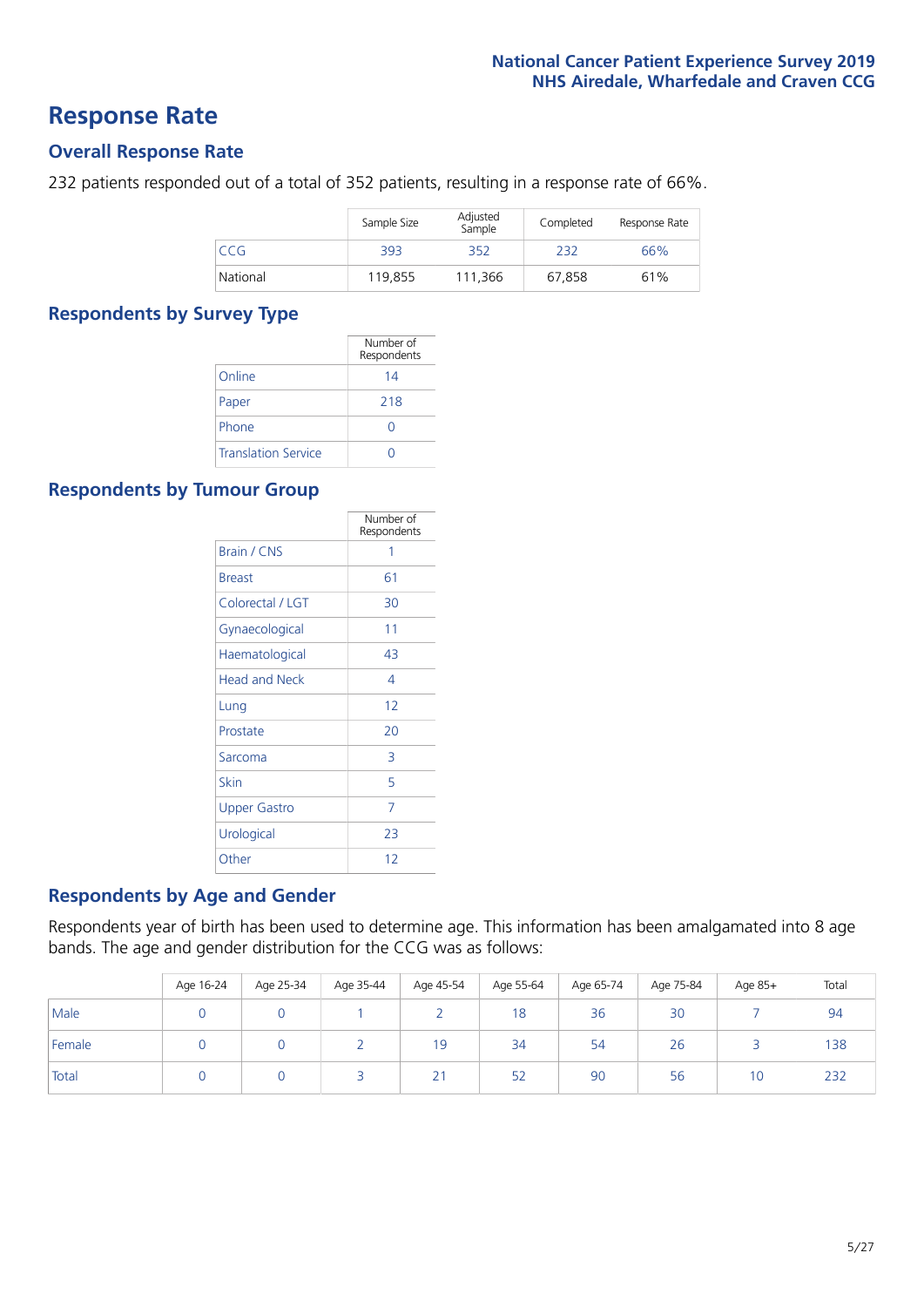# Response Rate

## Overall Response Rate

232 patients responded out of a total of 352 patients, resulting in a response rate of 66%.

| | Sample Size | Adjusted Sample | Completed | Response Rate |
|---|---|---|---|---|
| CCG | 393 | 352 | 232 | 66% |
| National | 119,855 | 111,366 | 67,858 | 61% |

## Respondents by Survey Type

| | Number of Respondents |
|---|---|
| Online | 14 |
| Paper | 218 |
| Phone | 0 |
| Translation Service | 0 |

## Respondents by Tumour Group

| | Number of Respondents |
|---|---|
| Brain / CNS | 1 |
| Breast | 61 |
| Colorectal / LGT | 30 |
| Gynaecological | 11 |
| Haematological | 43 |
| Head and Neck | 4 |
| Lung | 12 |
| Prostate | 20 |
| Sarcoma | 3 |
| Skin | 5 |
| Upper Gastro | 7 |
| Urological | 23 |
| Other | 12 |

## Respondents by Age and Gender

Respondents year of birth has been used to determine age. This information has been amalgamated into 8 age bands. The age and gender distribution for the CCG was as follows:

| | Age 16-24 | Age 25-34 | Age 35-44 | Age 45-54 | Age 55-64 | Age 65-74 | Age 75-84 | Age 85+ | Total |
|---|---|---|---|---|---|---|---|---|---|
| Male | 0 | 0 | 1 | 2 | 18 | 36 | 30 | 7 | 94 |
| Female | 0 | 0 | 2 | 19 | 34 | 54 | 26 | 3 | 138 |
| Total | 0 | 0 | 3 | 21 | 52 | 90 | 56 | 10 | 232 |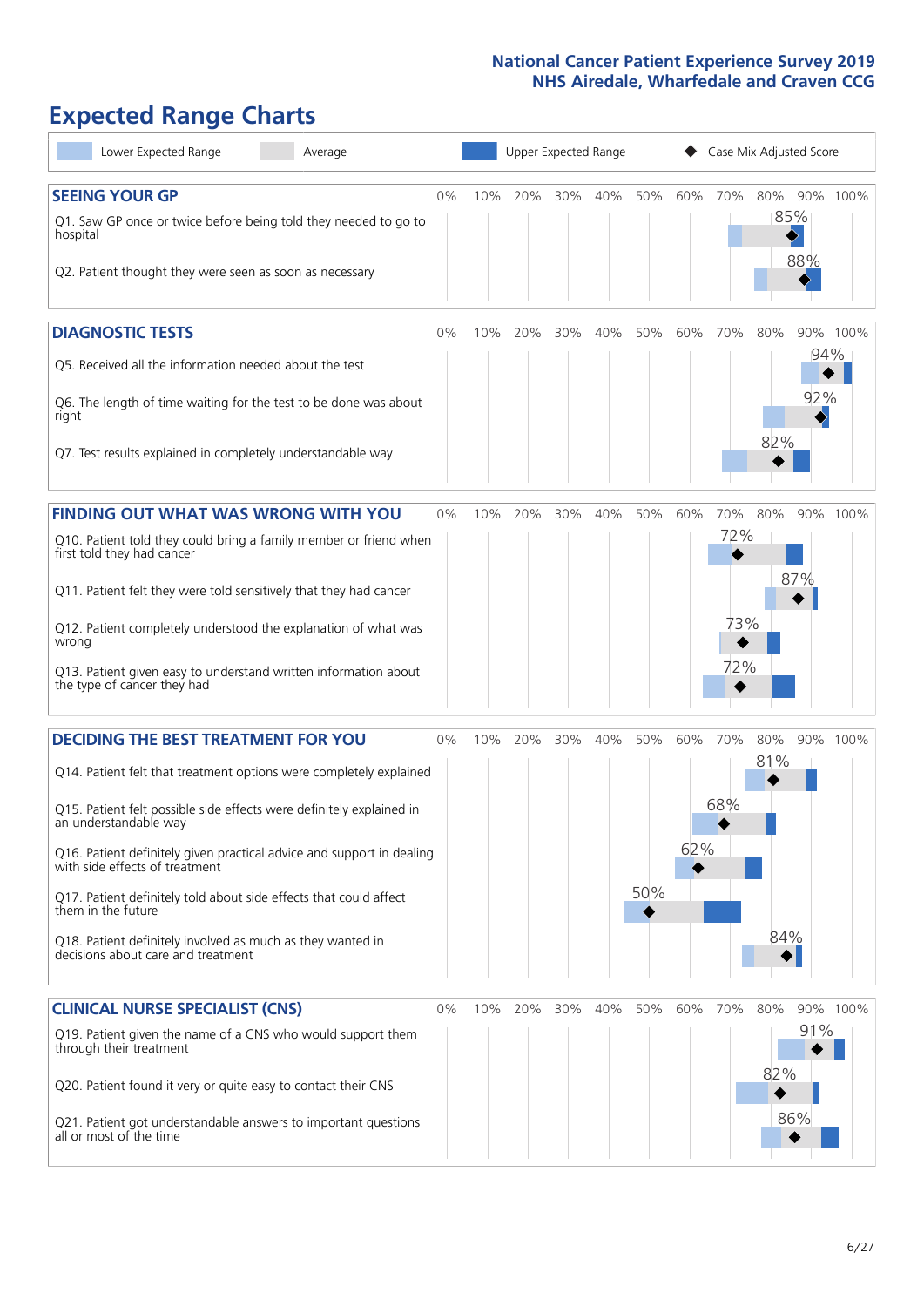# Expected Range Charts

Lower Expected Range | Average | Upper Expected Range | ◆ Case Mix Adjusted Score

## SEEING YOUR GP

| Question | Case Mix Adjusted Score |
|---|---|
| Q1. Saw GP once or twice before being told they needed to go to hospital | 85% |
| Q2. Patient thought they were seen as soon as necessary | 88% |

## DIAGNOSTIC TESTS

| Question | Case Mix Adjusted Score |
|---|---|
| Q5. Received all the information needed about the test | 94% |
| Q6. The length of time waiting for the test to be done was about right | 92% |
| Q7. Test results explained in completely understandable way | 82% |

## FINDING OUT WHAT WAS WRONG WITH YOU

| Question | Case Mix Adjusted Score |
|---|---|
| Q10. Patient told they could bring a family member or friend when first told they had cancer | 72% |
| Q11. Patient felt they were told sensitively that they had cancer | 87% |
| Q12. Patient completely understood the explanation of what was wrong | 73% |
| Q13. Patient given easy to understand written information about the type of cancer they had | 72% |

## DECIDING THE BEST TREATMENT FOR YOU

| Question | Case Mix Adjusted Score |
|---|---|
| Q14. Patient felt that treatment options were completely explained | 81% |
| Q15. Patient felt possible side effects were definitely explained in an understandable way | 68% |
| Q16. Patient definitely given practical advice and support in dealing with side effects of treatment | 62% |
| Q17. Patient definitely told about side effects that could affect them in the future | 50% |
| Q18. Patient definitely involved as much as they wanted in decisions about care and treatment | 84% |

## CLINICAL NURSE SPECIALIST (CNS)

| Question | Case Mix Adjusted Score |
|---|---|
| Q19. Patient given the name of a CNS who would support them through their treatment | 91% |
| Q20. Patient found it very or quite easy to contact their CNS | 82% |
| Q21. Patient got understandable answers to important questions all or most of the time | 86% |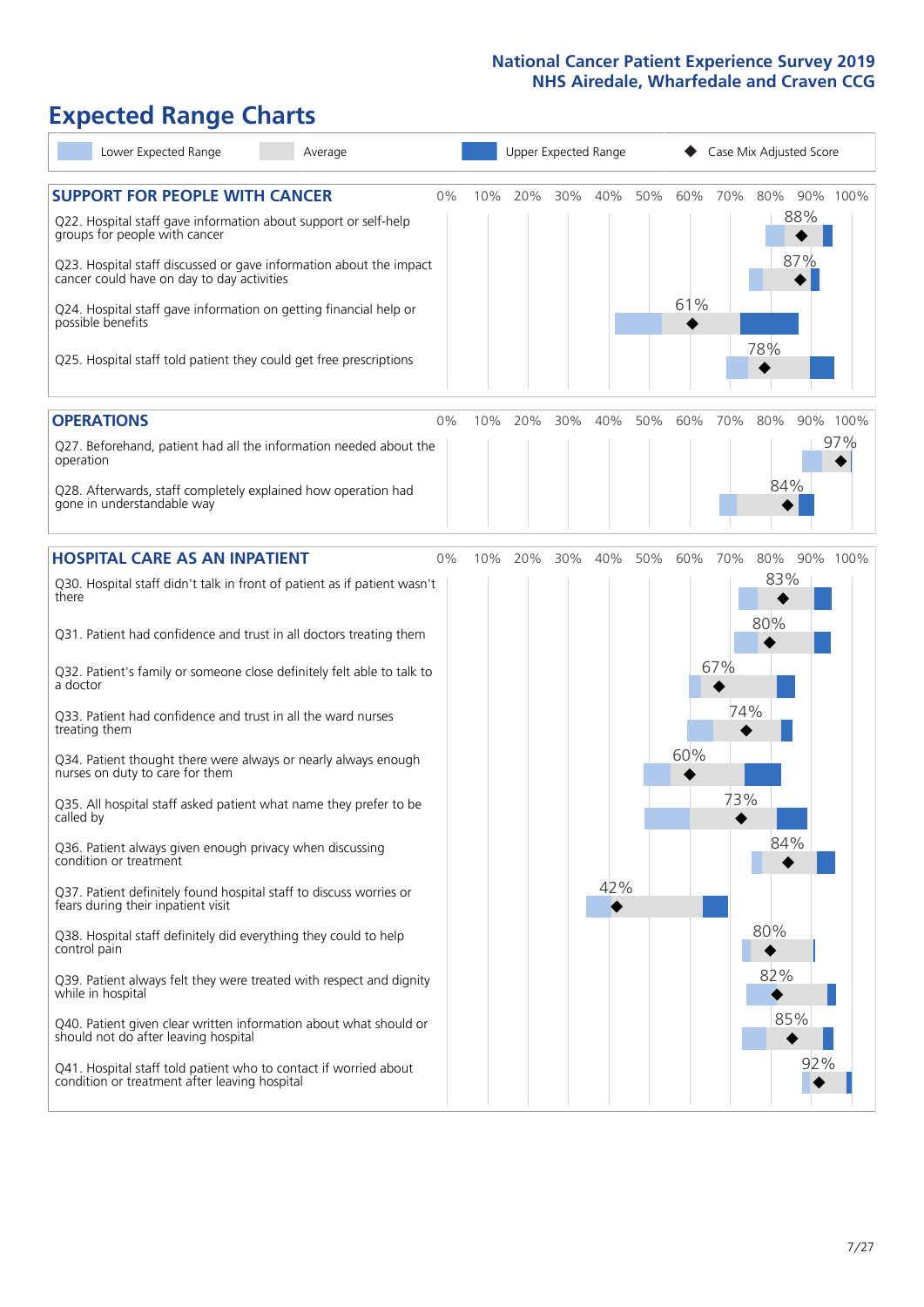# Expected Range Charts

Lower Expected Range | Average | Upper Expected Range | Case Mix Adjusted Score

## SUPPORT FOR PEOPLE WITH CANCER

| Question | Case Mix Adjusted Score |
|---|---|
| Q22. Hospital staff gave information about support or self-help groups for people with cancer | 88% |
| Q23. Hospital staff discussed or gave information about the impact cancer could have on day to day activities | 87% |
| Q24. Hospital staff gave information on getting financial help or possible benefits | 61% |
| Q25. Hospital staff told patient they could get free prescriptions | 78% |

## OPERATIONS

| Question | Case Mix Adjusted Score |
|---|---|
| Q27. Beforehand, patient had all the information needed about the operation | 97% |
| Q28. Afterwards, staff completely explained how operation had gone in understandable way | 84% |

## HOSPITAL CARE AS AN INPATIENT

| Question | Case Mix Adjusted Score |
|---|---|
| Q30. Hospital staff didn't talk in front of patient as if patient wasn't there | 83% |
| Q31. Patient had confidence and trust in all doctors treating them | 80% |
| Q32. Patient's family or someone close definitely felt able to talk to a doctor | 67% |
| Q33. Patient had confidence and trust in all the ward nurses treating them | 74% |
| Q34. Patient thought there were always or nearly always enough nurses on duty to care for them | 60% |
| Q35. All hospital staff asked patient what name they prefer to be called by | 73% |
| Q36. Patient always given enough privacy when discussing condition or treatment | 84% |
| Q37. Patient definitely found hospital staff to discuss worries or fears during their inpatient visit | 42% |
| Q38. Hospital staff definitely did everything they could to help control pain | 80% |
| Q39. Patient always felt they were treated with respect and dignity while in hospital | 82% |
| Q40. Patient given clear written information about what should or should not do after leaving hospital | 85% |
| Q41. Hospital staff told patient who to contact if worried about condition or treatment after leaving hospital | 92% |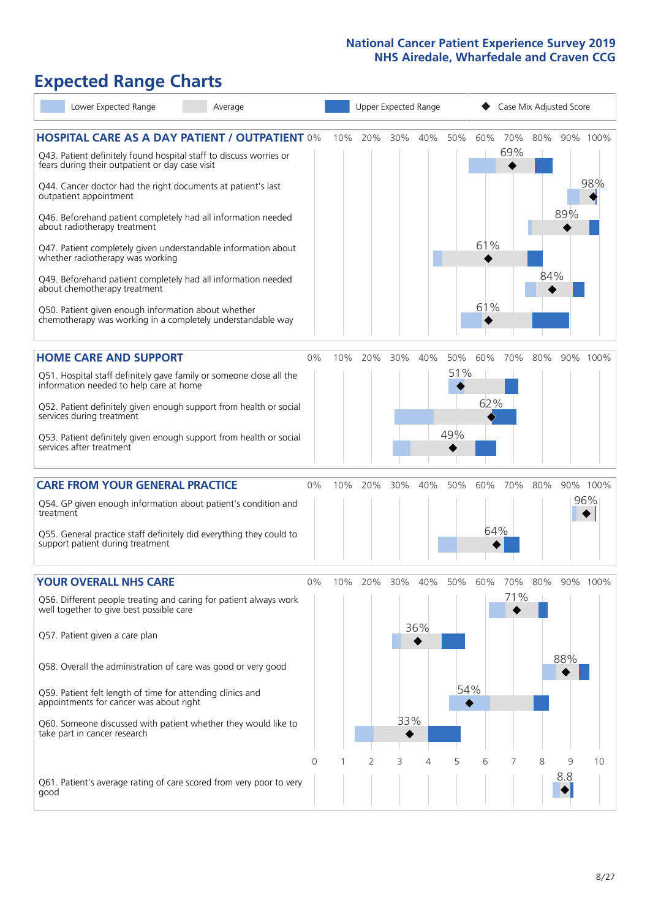National Cancer Patient Experience Survey 2019
NHS Airedale, Wharfedale and Craven CCG

# Expected Range Charts

Lower Expected Range | Average | Upper Expected Range | ◆ Case Mix Adjusted Score

## HOSPITAL CARE AS A DAY PATIENT / OUTPATIENT

| Question | Case Mix Adjusted Score |
|---|---|
| Q43. Patient definitely found hospital staff to discuss worries or fears during their outpatient or day case visit | 69% |
| Q44. Cancer doctor had the right documents at patient's last outpatient appointment | 98% |
| Q46. Beforehand patient completely had all information needed about radiotherapy treatment | 89% |
| Q47. Patient completely given understandable information about whether radiotherapy was working | 61% |
| Q49. Beforehand patient completely had all information needed about chemotherapy treatment | 84% |
| Q50. Patient given enough information about whether chemotherapy was working in a completely understandable way | 61% |

## HOME CARE AND SUPPORT

| Question | Case Mix Adjusted Score |
|---|---|
| Q51. Hospital staff definitely gave family or someone close all the information needed to help care at home | 51% |
| Q52. Patient definitely given enough support from health or social services during treatment | 62% |
| Q53. Patient definitely given enough support from health or social services after treatment | 49% |

## CARE FROM YOUR GENERAL PRACTICE

| Question | Case Mix Adjusted Score |
|---|---|
| Q54. GP given enough information about patient's condition and treatment | 96% |
| Q55. General practice staff definitely did everything they could to support patient during treatment | 64% |

## YOUR OVERALL NHS CARE

| Question | Case Mix Adjusted Score |
|---|---|
| Q56. Different people treating and caring for patient always work well together to give best possible care | 71% |
| Q57. Patient given a care plan | 36% |
| Q58. Overall the administration of care was good or very good | 88% |
| Q59. Patient felt length of time for attending clinics and appointments for cancer was about right | 54% |
| Q60. Someone discussed with patient whether they would like to take part in cancer research | 33% |
| Q61. Patient's average rating of care scored from very poor to very good | 8.8 |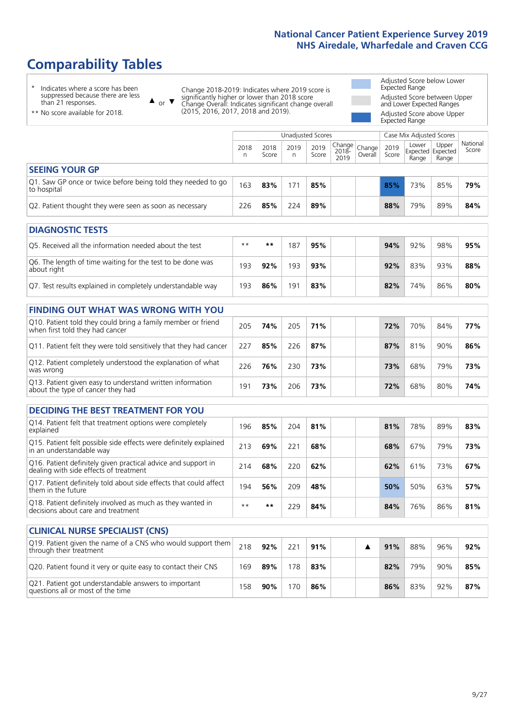# Comparability Tables

\* Indicates where a score has been suppressed because there are less than 21 responses.

\*\* No score available for 2018.

▲ or ▼ Change 2018-2019: Indicates where 2019 score is significantly higher or lower than 2018 score. Change Overall: Indicates significant change overall (2015, 2016, 2017, 2018 and 2019).

Adjusted Score below Lower Expected Range

Adjusted Score between Upper and Lower Expected Ranges

Adjusted Score above Upper Expected Range

| | Unadjusted Scores | | | | | | Case Mix Adjusted Scores | | | |
|---|---|---|---|---|---|---|---|---|---|---|
| | 2018 n | 2018 Score | 2019 n | 2019 Score | Change 2018-2019 | Change Overall | 2019 Score | Lower Expected Range | Upper Expected Range | National Score |
| **SEEING YOUR GP** | | | | | | | | | | |
| Q1. Saw GP once or twice before being told they needed to go to hospital | 163 | **83%** | 171 | **85%** | | | **85%** | 73% | 85% | **79%** |
| Q2. Patient thought they were seen as soon as necessary | 226 | **85%** | 224 | **89%** | | | **88%** | 79% | 89% | **84%** |
| **DIAGNOSTIC TESTS** | | | | | | | | | | |
| Q5. Received all the information needed about the test | ** | ** | 187 | **95%** | | | **94%** | 92% | 98% | **95%** |
| Q6. The length of time waiting for the test to be done was about right | 193 | **92%** | 193 | **93%** | | | **92%** | 83% | 93% | **88%** |
| Q7. Test results explained in completely understandable way | 193 | **86%** | 191 | **83%** | | | **82%** | 74% | 86% | **80%** |
| **FINDING OUT WHAT WAS WRONG WITH YOU** | | | | | | | | | | |
| Q10. Patient told they could bring a family member or friend when first told they had cancer | 205 | **74%** | 205 | **71%** | | | **72%** | 70% | 84% | **77%** |
| Q11. Patient felt they were told sensitively that they had cancer | 227 | **85%** | 226 | **87%** | | | **87%** | 81% | 90% | **86%** |
| Q12. Patient completely understood the explanation of what was wrong | 226 | **76%** | 230 | **73%** | | | **73%** | 68% | 79% | **73%** |
| Q13. Patient given easy to understand written information about the type of cancer they had | 191 | **73%** | 206 | **73%** | | | **72%** | 68% | 80% | **74%** |
| **DECIDING THE BEST TREATMENT FOR YOU** | | | | | | | | | | |
| Q14. Patient felt that treatment options were completely explained | 196 | **85%** | 204 | **81%** | | | **81%** | 78% | 89% | **83%** |
| Q15. Patient felt possible side effects were definitely explained in an understandable way | 213 | **69%** | 221 | **68%** | | | **68%** | 67% | 79% | **73%** |
| Q16. Patient definitely given practical advice and support in dealing with side effects of treatment | 214 | **68%** | 220 | **62%** | | | **62%** | 61% | 73% | **67%** |
| Q17. Patient definitely told about side effects that could affect them in the future | 194 | **56%** | 209 | **48%** | | | **50%** | 50% | 63% | **57%** |
| Q18. Patient definitely involved as much as they wanted in decisions about care and treatment | ** | ** | 229 | **84%** | | | **84%** | 76% | 86% | **81%** |
| **CLINICAL NURSE SPECIALIST (CNS)** | | | | | | | | | | |
| Q19. Patient given the name of a CNS who would support them through their treatment | 218 | **92%** | 221 | **91%** | | ▲ | **91%** | 88% | 96% | **92%** |
| Q20. Patient found it very or quite easy to contact their CNS | 169 | **89%** | 178 | **83%** | | | **82%** | 79% | 90% | **85%** |
| Q21. Patient got understandable answers to important questions all or most of the time | 158 | **90%** | 170 | **86%** | | | **86%** | 83% | 92% | **87%** |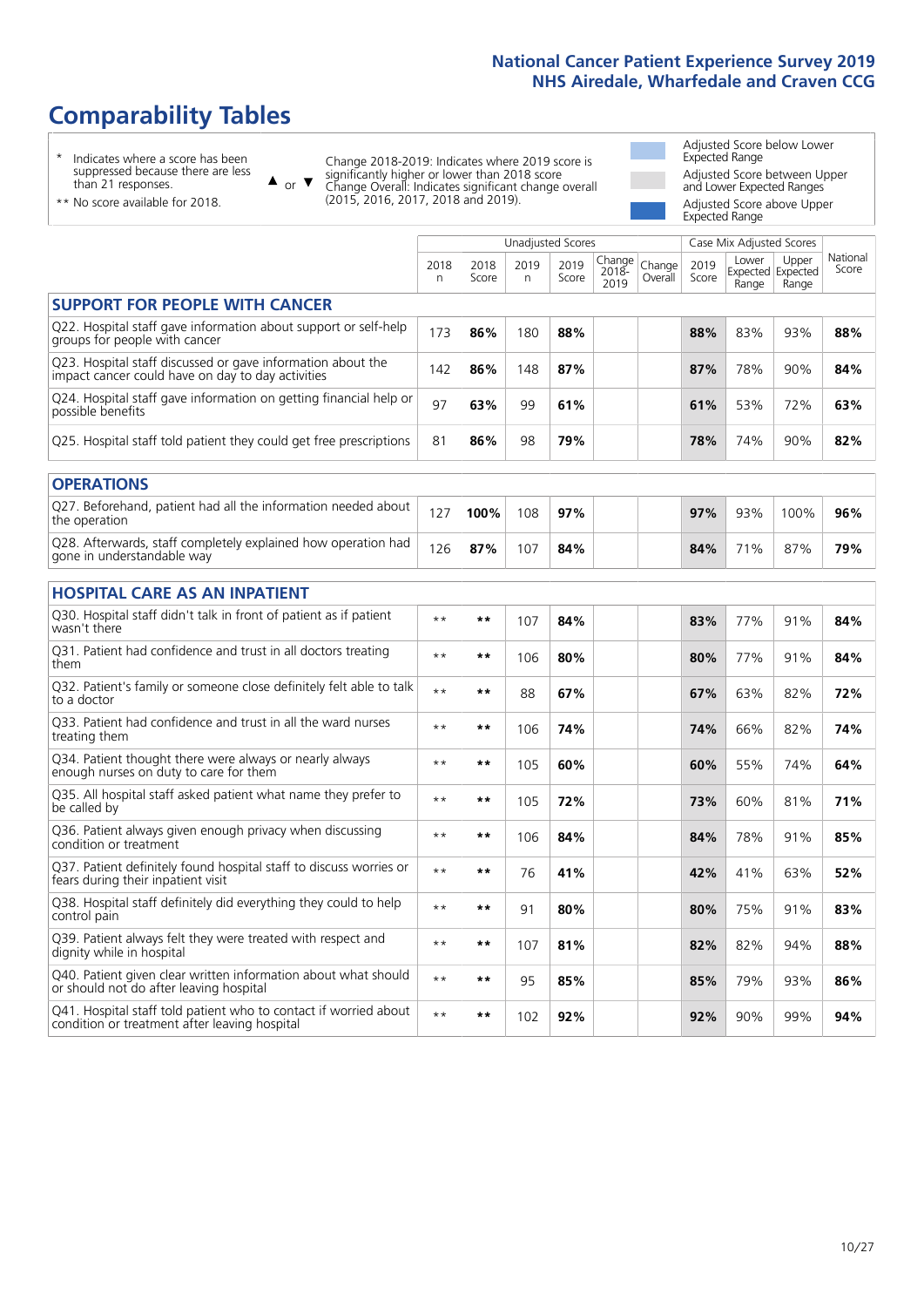# Comparability Tables

- \* Indicates where a score has been suppressed because there are less than 21 responses.
- \*\* No score available for 2018.

▲ or ▼ Change 2018-2019: Indicates where 2019 score is significantly higher or lower than 2018 score. Change Overall: Indicates significant change overall (2015, 2016, 2017, 2018 and 2019).

- Adjusted Score below Lower Expected Range
- Adjusted Score between Upper and Lower Expected Ranges
- Adjusted Score above Upper Expected Range

| | Unadjusted Scores | | | | | | Case Mix Adjusted Scores | | | |
|---|---|---|---|---|---|---|---|---|---|---|
| | 2018 n | 2018 Score | 2019 n | 2019 Score | Change 2018-2019 | Change Overall | 2019 Score | Lower Expected Range | Upper Expected Range | National Score |
| **SUPPORT FOR PEOPLE WITH CANCER** | | | | | | | | | | |
| Q22. Hospital staff gave information about support or self-help groups for people with cancer | 173 | **86%** | 180 | **88%** | | | **88%** | 83% | 93% | **88%** |
| Q23. Hospital staff discussed or gave information about the impact cancer could have on day to day activities | 142 | **86%** | 148 | **87%** | | | **87%** | 78% | 90% | **84%** |
| Q24. Hospital staff gave information on getting financial help or possible benefits | 97 | **63%** | 99 | **61%** | | | **61%** | 53% | 72% | **63%** |
| Q25. Hospital staff told patient they could get free prescriptions | 81 | **86%** | 98 | **79%** | | | **78%** | 74% | 90% | **82%** |
| **OPERATIONS** | | | | | | | | | | |
| Q27. Beforehand, patient had all the information needed about the operation | 127 | **100%** | 108 | **97%** | | | **97%** | 93% | 100% | **96%** |
| Q28. Afterwards, staff completely explained how operation had gone in understandable way | 126 | **87%** | 107 | **84%** | | | **84%** | 71% | 87% | **79%** |
| **HOSPITAL CARE AS AN INPATIENT** | | | | | | | | | | |
| Q30. Hospital staff didn't talk in front of patient as if patient wasn't there | ** | ** | 107 | **84%** | | | **83%** | 77% | 91% | **84%** |
| Q31. Patient had confidence and trust in all doctors treating them | ** | ** | 106 | **80%** | | | **80%** | 77% | 91% | **84%** |
| Q32. Patient's family or someone close definitely felt able to talk to a doctor | ** | ** | 88 | **67%** | | | **67%** | 63% | 82% | **72%** |
| Q33. Patient had confidence and trust in all the ward nurses treating them | ** | ** | 106 | **74%** | | | **74%** | 66% | 82% | **74%** |
| Q34. Patient thought there were always or nearly always enough nurses on duty to care for them | ** | ** | 105 | **60%** | | | **60%** | 55% | 74% | **64%** |
| Q35. All hospital staff asked patient what name they prefer to be called by | ** | ** | 105 | **72%** | | | **73%** | 60% | 81% | **71%** |
| Q36. Patient always given enough privacy when discussing condition or treatment | ** | ** | 106 | **84%** | | | **84%** | 78% | 91% | **85%** |
| Q37. Patient definitely found hospital staff to discuss worries or fears during their inpatient visit | ** | ** | 76 | **41%** | | | **42%** | 41% | 63% | **52%** |
| Q38. Hospital staff definitely did everything they could to help control pain | ** | ** | 91 | **80%** | | | **80%** | 75% | 91% | **83%** |
| Q39. Patient always felt they were treated with respect and dignity while in hospital | ** | ** | 107 | **81%** | | | **82%** | 82% | 94% | **88%** |
| Q40. Patient given clear written information about what should or should not do after leaving hospital | ** | ** | 95 | **85%** | | | **85%** | 79% | 93% | **86%** |
| Q41. Hospital staff told patient who to contact if worried about condition or treatment after leaving hospital | ** | ** | 102 | **92%** | | | **92%** | 90% | 99% | **94%** |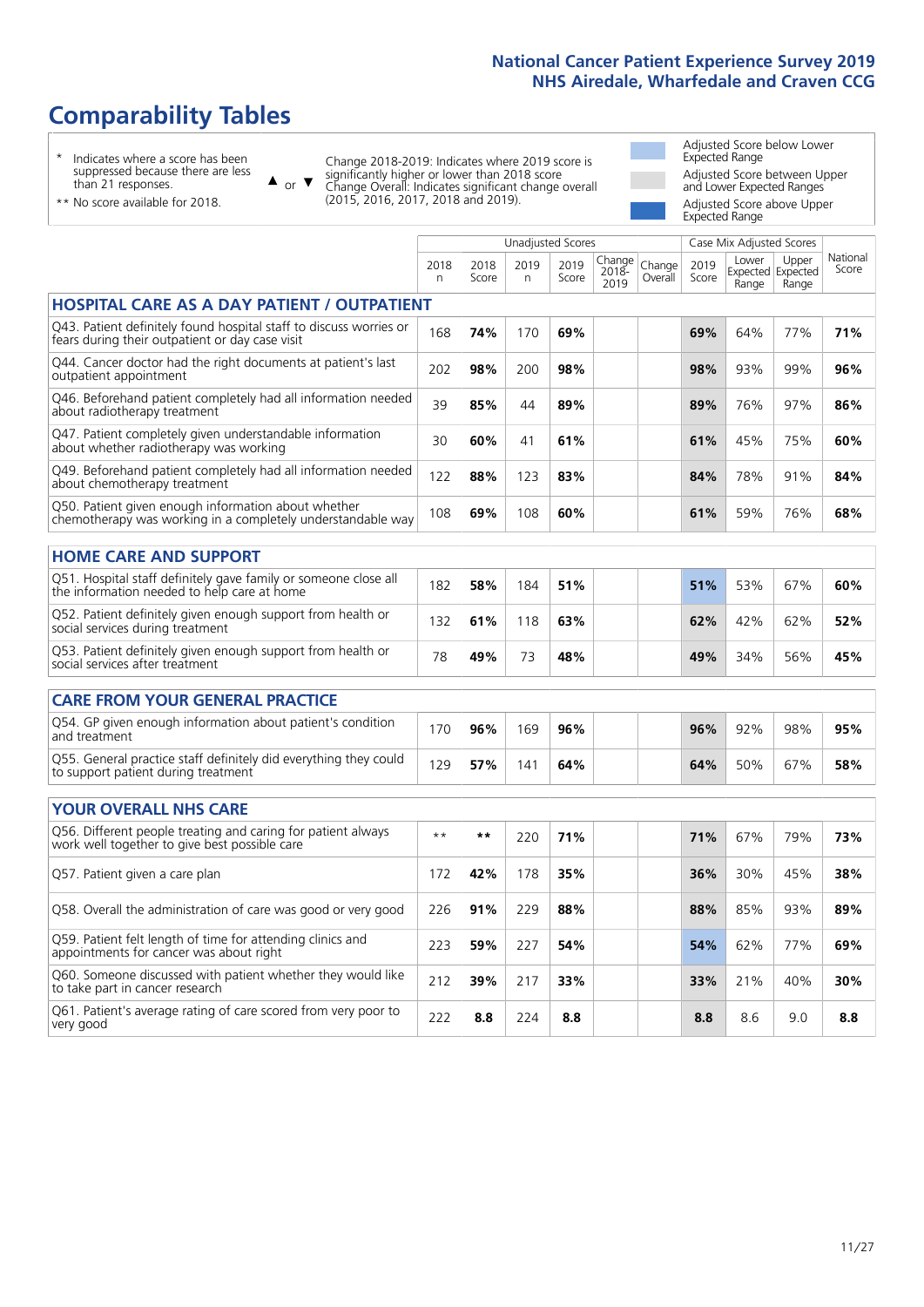# Comparability Tables

\* Indicates where a score has been suppressed because there are less than 21 responses.

\*\* No score available for 2018.

▲ or ▼ Change 2018-2019: Indicates where 2019 score is significantly higher or lower than 2018 score. Change Overall: Indicates significant change overall (2015, 2016, 2017, 2018 and 2019).

Adjusted Score below Lower Expected Range

Adjusted Score between Upper and Lower Expected Ranges

Adjusted Score above Upper Expected Range

| | Unadjusted Scores | | | | | | Case Mix Adjusted Scores | | | |
|---|---|---|---|---|---|---|---|---|---|---|
| | 2018 n | 2018 Score | 2019 n | 2019 Score | Change 2018-2019 | Change Overall | 2019 Score | Lower Expected Range | Upper Expected Range | National Score |
| **HOSPITAL CARE AS A DAY PATIENT / OUTPATIENT** | | | | | | | | | | |
| Q43. Patient definitely found hospital staff to discuss worries or fears during their outpatient or day case visit | 168 | **74%** | 170 | **69%** | | | **69%** | 64% | 77% | **71%** |
| Q44. Cancer doctor had the right documents at patient's last outpatient appointment | 202 | **98%** | 200 | **98%** | | | **98%** | 93% | 99% | **96%** |
| Q46. Patient completely had all information needed about radiotherapy treatment | 39 | **85%** | 44 | **89%** | | | **89%** | 76% | 97% | **86%** |
| Q47. Patient completely given understandable information about whether radiotherapy was working | 30 | **60%** | 41 | **61%** | | | **61%** | 45% | 75% | **60%** |
| Q49. Beforehand patient completely had all information needed about chemotherapy treatment | 122 | **88%** | 123 | **83%** | | | **84%** | 78% | 91% | **84%** |
| Q50. Patient given enough information about whether chemotherapy was working in a completely understandable way | 108 | **69%** | 108 | **60%** | | | **61%** | 59% | 76% | **68%** |
| **HOME CARE AND SUPPORT** | | | | | | | | | | |
| Q51. Hospital staff definitely gave family or someone close all the information needed to help care at home | 182 | **58%** | 184 | **51%** | | | **51%** | 53% | 67% | **60%** |
| Q52. Patient definitely given enough support from health or social services during treatment | 132 | **61%** | 118 | **63%** | | | **62%** | 42% | 62% | **52%** |
| Q53. Patient definitely given enough support from health or social services after treatment | 78 | **49%** | 73 | **48%** | | | **49%** | 34% | 56% | **45%** |
| **CARE FROM YOUR GENERAL PRACTICE** | | | | | | | | | | |
| Q54. GP given enough information about patient's condition and treatment | 170 | **96%** | 169 | **96%** | | | **96%** | 92% | 98% | **95%** |
| Q55. General practice staff definitely did everything they could to support patient during treatment | 129 | **57%** | 141 | **64%** | | | **64%** | 50% | 67% | **58%** |
| **YOUR OVERALL NHS CARE** | | | | | | | | | | |
| Q56. Different people treating and caring for patient always work well together to give best possible care | ** | ** | 220 | **71%** | | | **71%** | 67% | 79% | **73%** |
| Q57. Patient given a care plan | 172 | **42%** | 178 | **35%** | | | **36%** | 30% | 45% | **38%** |
| Q58. Overall the administration of care was good or very good | 226 | **91%** | 229 | **88%** | | | **88%** | 85% | 93% | **89%** |
| Q59. Patient felt length of time for attending clinics and appointments for cancer was about right | 223 | **59%** | 227 | **54%** | | | **54%** | 62% | 77% | **69%** |
| Q60. Someone discussed with patient whether they would like to take part in cancer research | 212 | **39%** | 217 | **33%** | | | **33%** | 21% | 40% | **30%** |
| Q61. Patient's average rating of care scored from very poor to very good | 222 | **8.8** | 224 | **8.8** | | | **8.8** | 8.6 | 9.0 | **8.8** |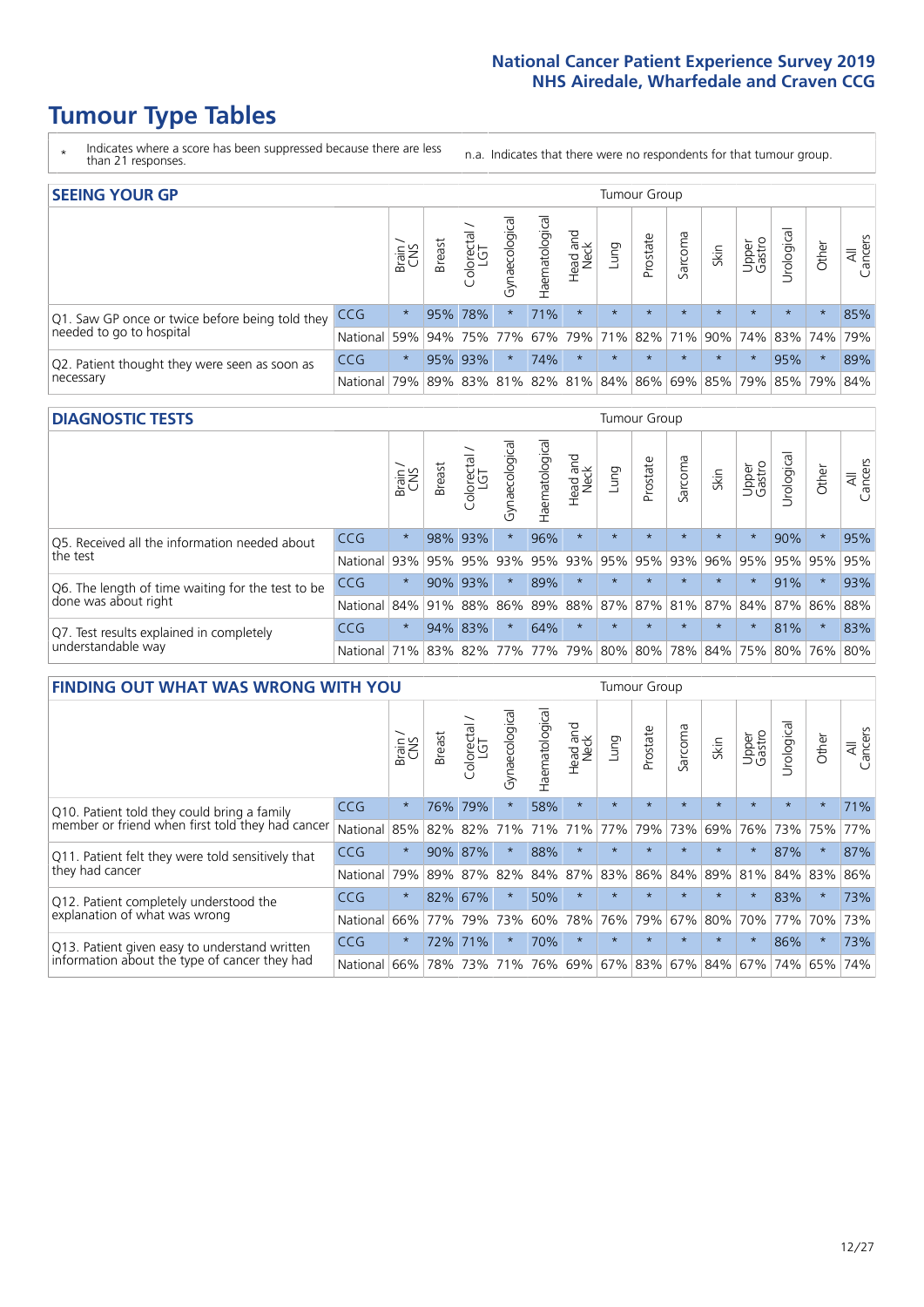# Tumour Type Tables

- \* Indicates where a score has been suppressed because there are less than 21 responses.
- n.a. Indicates that there were no respondents for that tumour group.

## SEEING YOUR GP

| | | Brain / CNS | Breast | Colorectal / LGT | Gynaecological | Haematological | Head and Neck | Lung | Prostate | Sarcoma | Skin | Upper Gastro | Urological | Other | All Cancers |
|---|---|---|---|---|---|---|---|---|---|---|---|---|---|---|---|
| Q1. Saw GP once or twice before being told they needed to go to hospital | CCG | * | 95% | 78% | * | 71% | * | * | * | * | * | * | * | * | 85% |
| | National | 59% | 94% | 75% | 77% | 67% | 79% | 71% | 82% | 71% | 90% | 74% | 83% | 74% | 79% |
| Q2. Patient thought they were seen as soon as necessary | CCG | * | 95% | 93% | * | 74% | * | * | * | * | * | * | 95% | * | 89% |
| | National | 79% | 89% | 83% | 81% | 82% | 81% | 84% | 86% | 69% | 85% | 79% | 85% | 79% | 84% |

## DIAGNOSTIC TESTS

| | | Brain / CNS | Breast | Colorectal / LGT | Gynaecological | Haematological | Head and Neck | Lung | Prostate | Sarcoma | Skin | Upper Gastro | Urological | Other | All Cancers |
|---|---|---|---|---|---|---|---|---|---|---|---|---|---|---|---|
| Q5. Received all the information needed about the test | CCG | * | 98% | 93% | * | 96% | * | * | * | * | * | * | 90% | * | 95% |
| | National | 93% | 95% | 95% | 93% | 95% | 93% | 95% | 95% | 93% | 96% | 95% | 95% | 95% | 95% |
| Q6. The length of time waiting for the test to be done was about right | CCG | * | 90% | 93% | * | 89% | * | * | * | * | * | * | 91% | * | 93% |
| | National | 84% | 91% | 88% | 86% | 89% | 88% | 87% | 87% | 81% | 87% | 84% | 87% | 86% | 88% |
| Q7. Test results explained in completely understandable way | CCG | * | 94% | 83% | * | 64% | * | * | * | * | * | * | 81% | * | 83% |
| | National | 71% | 83% | 82% | 77% | 77% | 79% | 80% | 80% | 78% | 84% | 75% | 80% | 76% | 80% |

## FINDING OUT WHAT WAS WRONG WITH YOU

| | | Brain / CNS | Breast | Colorectal / LGT | Gynaecological | Haematological | Head and Neck | Lung | Prostate | Sarcoma | Skin | Upper Gastro | Urological | Other | All Cancers |
|---|---|---|---|---|---|---|---|---|---|---|---|---|---|---|---|
| Q10. Patient told they could bring a family member or friend when first told they had cancer | CCG | * | 76% | 79% | * | 58% | * | * | * | * | * | * | * | * | 71% |
| | National | 85% | 82% | 82% | 71% | 71% | 71% | 77% | 79% | 73% | 69% | 76% | 73% | 75% | 77% |
| Q11. Patient felt they were told sensitively that they had cancer | CCG | * | 90% | 87% | * | 88% | * | * | * | * | * | * | 87% | * | 87% |
| | National | 79% | 89% | 87% | 82% | 84% | 87% | 83% | 86% | 84% | 89% | 81% | 84% | 83% | 86% |
| Q12. Patient completely understood the explanation of what was wrong | CCG | * | 82% | 67% | * | 50% | * | * | * | * | * | * | 83% | * | 73% |
| | National | 66% | 77% | 79% | 73% | 60% | 78% | 76% | 79% | 67% | 80% | 70% | 77% | 70% | 73% |
| Q13. Patient given easy to understand written information about the type of cancer they had | CCG | * | 72% | 71% | * | 70% | * | * | * | * | * | * | 86% | * | 73% |
| | National | 66% | 78% | 73% | 71% | 76% | 69% | 67% | 83% | 67% | 84% | 67% | 74% | 65% | 74% |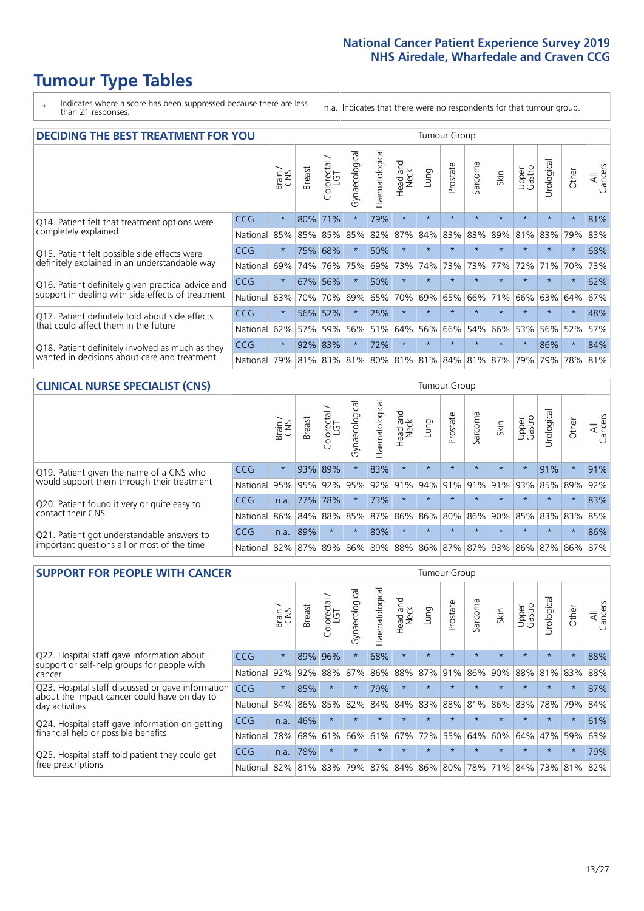# Tumour Type Tables

\* Indicates where a score has been suppressed because there are less than 21 responses.

n.a. Indicates that there were no respondents for that tumour group.

## DECIDING THE BEST TREATMENT FOR YOU

| | | Brain / CNS | Breast | Colorectal / LGT | Gynaecological | Haematological | Head and Neck | Lung | Prostate | Sarcoma | Skin | Upper Gastro | Urological | Other | All Cancers |
|---|---|---|---|---|---|---|---|---|---|---|---|---|---|---|---|
| Q14. Patient felt that treatment options were completely explained | CCG | * | 80% | 71% | * | 79% | * | * | * | * | * | * | * | * | 81% |
| | National | 85% | 85% | 85% | 85% | 82% | 87% | 84% | 83% | 83% | 89% | 81% | 83% | 79% | 83% |
| Q15. Patient felt possible side effects were definitely explained in an understandable way | CCG | * | 75% | 68% | * | 50% | * | * | * | * | * | * | * | * | 68% |
| | National | 69% | 74% | 76% | 75% | 69% | 73% | 74% | 73% | 73% | 77% | 72% | 71% | 70% | 73% |
| Q16. Patient definitely given practical advice and support in dealing with side effects of treatment | CCG | * | 67% | 56% | * | 50% | * | * | * | * | * | * | * | * | 62% |
| | National | 63% | 70% | 70% | 69% | 65% | 70% | 69% | 65% | 66% | 71% | 66% | 63% | 64% | 67% |
| Q17. Patient definitely told about side effects that could affect them in the future | CCG | * | 56% | 52% | * | 25% | * | * | * | * | * | * | * | * | 48% |
| | National | 62% | 57% | 59% | 56% | 51% | 64% | 56% | 66% | 54% | 66% | 53% | 56% | 52% | 57% |
| Q18. Patient definitely involved as much as they wanted in decisions about care and treatment | CCG | * | 92% | 83% | * | 72% | * | * | * | * | * | * | 86% | * | 84% |
| | National | 79% | 81% | 83% | 81% | 80% | 81% | 81% | 84% | 81% | 87% | 79% | 79% | 78% | 81% |

## CLINICAL NURSE SPECIALIST (CNS)

| | | Brain / CNS | Breast | Colorectal / LGT | Gynaecological | Haematological | Head and Neck | Lung | Prostate | Sarcoma | Skin | Upper Gastro | Urological | Other | All Cancers |
|---|---|---|---|---|---|---|---|---|---|---|---|---|---|---|---|
| Q19. Patient given the name of a CNS who would support them through their treatment | CCG | * | 93% | 89% | * | 83% | * | * | * | * | * | * | 91% | * | 91% |
| | National | 95% | 95% | 92% | 95% | 92% | 91% | 94% | 91% | 91% | 91% | 93% | 85% | 89% | 92% |
| Q20. Patient found it very or quite easy to contact their CNS | CCG | n.a. | 77% | 78% | * | 73% | * | * | * | * | * | * | * | * | 83% |
| | National | 86% | 84% | 88% | 85% | 87% | 86% | 86% | 80% | 86% | 90% | 85% | 83% | 83% | 85% |
| Q21. Patient got understandable answers to important questions all or most of the time | CCG | n.a. | 89% | * | * | 80% | * | * | * | * | * | * | * | * | 86% |
| | National | 82% | 87% | 89% | 86% | 89% | 88% | 86% | 87% | 87% | 93% | 86% | 87% | 86% | 87% |

## SUPPORT FOR PEOPLE WITH CANCER

| | | Brain / CNS | Breast | Colorectal / LGT | Gynaecological | Haematological | Head and Neck | Lung | Prostate | Sarcoma | Skin | Upper Gastro | Urological | Other | All Cancers |
|---|---|---|---|---|---|---|---|---|---|---|---|---|---|---|---|
| Q22. Hospital staff gave information about support or self-help groups for people with cancer | CCG | * | 89% | 96% | * | 68% | * | * | * | * | * | * | * | * | 88% |
| | National | 92% | 92% | 88% | 87% | 86% | 88% | 87% | 91% | 86% | 90% | 88% | 81% | 83% | 88% |
| Q23. Hospital staff discussed or gave information about the impact cancer could have on day to day activities | CCG | * | 85% | * | * | 79% | * | * | * | * | * | * | * | * | 87% |
| | National | 84% | 86% | 85% | 82% | 84% | 84% | 83% | 88% | 81% | 86% | 83% | 78% | 79% | 84% |
| Q24. Hospital staff gave information on getting financial help or possible benefits | CCG | n.a. | 46% | * | * | * | * | * | * | * | * | * | * | * | 61% |
| | National | 78% | 68% | 61% | 66% | 61% | 67% | 72% | 55% | 64% | 60% | 64% | 47% | 59% | 63% |
| Q25. Hospital staff told patient they could get free prescriptions | CCG | n.a. | 78% | * | * | * | * | * | * | * | * | * | * | * | 79% |
| | National | 82% | 81% | 83% | 79% | 87% | 84% | 86% | 80% | 78% | 71% | 84% | 73% | 81% | 82% |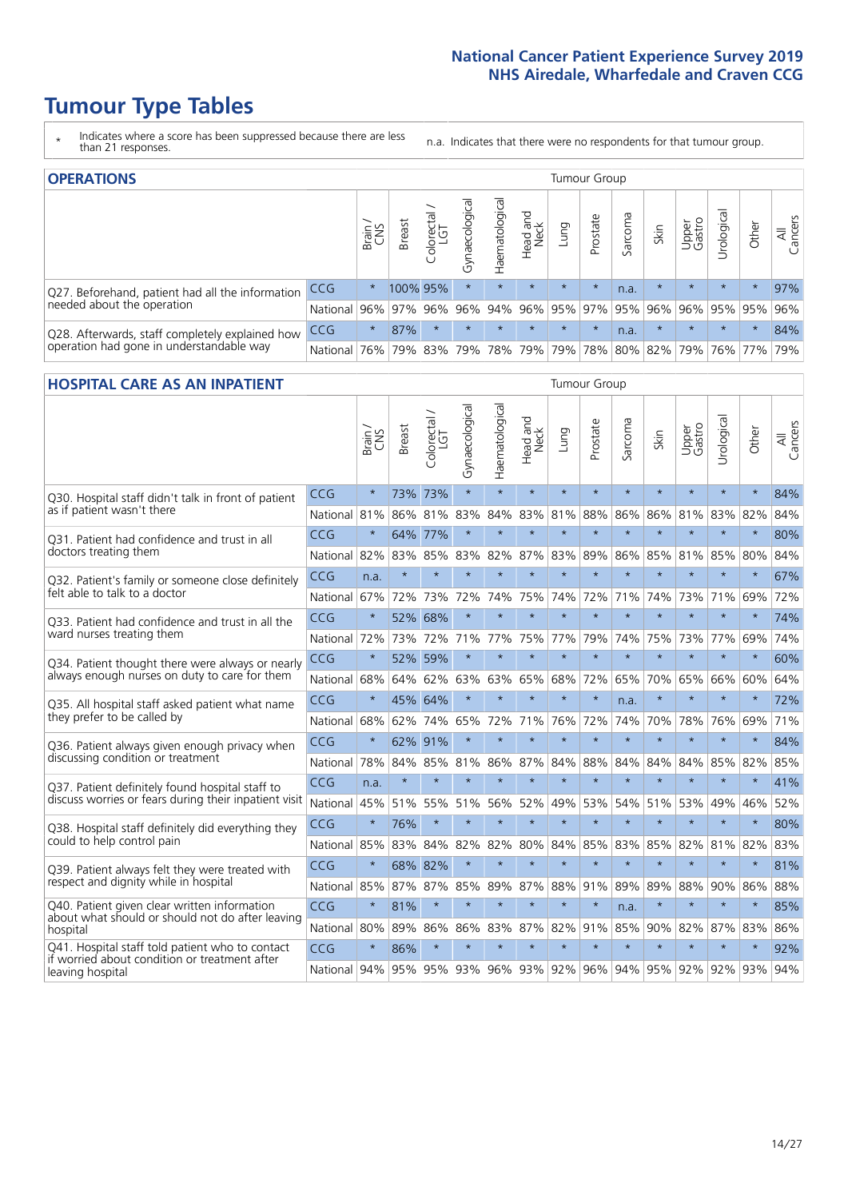# Tumour Type Tables

- \* Indicates where a score has been suppressed because there are less than 21 responses.
- n.a. Indicates that there were no respondents for that tumour group.

## OPERATIONS

| | | Brain / CNS | Breast | Colorectal / LGT | Gynaecological | Haematological | Head and Neck | Lung | Prostate | Sarcoma | Skin | Upper Gastro | Urological | Other | All Cancers |
|---|---|---|---|---|---|---|---|---|---|---|---|---|---|---|---|
| Q27. Beforehand, patient had all the information needed about the operation | CCG | * | 100% | 95% | * | * | * | * | * | n.a. | * | * | * | * | 97% |
| | National | 96% | 97% | 96% | 96% | 94% | 96% | 95% | 97% | 95% | 96% | 96% | 95% | 95% | 96% |
| Q28. Afterwards, staff completely explained how operation had gone in understandable way | CCG | * | 87% | * | * | * | * | * | * | n.a. | * | * | * | * | 84% |
| | National | 76% | 79% | 83% | 79% | 78% | 79% | 79% | 78% | 80% | 82% | 79% | 76% | 77% | 79% |

## HOSPITAL CARE AS AN INPATIENT

| | | Brain / CNS | Breast | Colorectal / LGT | Gynaecological | Haematological | Head and Neck | Lung | Prostate | Sarcoma | Skin | Upper Gastro | Urological | Other | All Cancers |
|---|---|---|---|---|---|---|---|---|---|---|---|---|---|---|---|
| Q30. Hospital staff didn't talk in front of patient as if patient wasn't there | CCG | * | 73% | 73% | * | * | * | * | * | * | * | * | * | * | 84% |
| | National | 81% | 86% | 81% | 83% | 84% | 83% | 81% | 88% | 86% | 86% | 81% | 83% | 82% | 84% |
| Q31. Patient had confidence and trust in all doctors treating them | CCG | * | 64% | 77% | * | * | * | * | * | * | * | * | * | * | 80% |
| | National | 82% | 83% | 85% | 83% | 82% | 87% | 83% | 89% | 86% | 85% | 81% | 85% | 80% | 84% |
| Q32. Patient's family or someone close definitely felt able to talk to a doctor | CCG | n.a. | * | * | * | * | * | * | * | * | * | * | * | * | 67% |
| | National | 67% | 72% | 73% | 72% | 74% | 75% | 74% | 72% | 71% | 74% | 73% | 71% | 69% | 72% |
| Q33. Patient had confidence and trust in all the ward nurses treating them | CCG | * | 52% | 68% | * | * | * | * | * | * | * | * | * | * | 74% |
| | National | 72% | 73% | 72% | 71% | 77% | 75% | 77% | 79% | 74% | 75% | 73% | 77% | 69% | 74% |
| Q34. Patient thought there were always or nearly always enough nurses on duty to care for them | CCG | * | 52% | 59% | * | * | * | * | * | * | * | * | * | * | 60% |
| | National | 68% | 64% | 62% | 63% | 63% | 65% | 68% | 72% | 65% | 70% | 65% | 66% | 60% | 64% |
| Q35. All hospital staff asked patient what name they prefer to be called by | CCG | * | 45% | 64% | * | * | * | * | * | n.a. | * | * | * | * | 72% |
| | National | 68% | 62% | 74% | 65% | 72% | 71% | 76% | 72% | 74% | 70% | 78% | 76% | 69% | 71% |
| Q36. Patient always given enough privacy when discussing condition or treatment | CCG | * | 62% | 91% | * | * | * | * | * | * | * | * | * | * | 84% |
| | National | 78% | 84% | 85% | 81% | 86% | 87% | 84% | 88% | 84% | 84% | 84% | 85% | 82% | 85% |
| Q37. Patient definitely found hospital staff to discuss worries or fears during their inpatient visit | CCG | n.a. | * | * | * | * | * | * | * | * | * | * | * | * | 41% |
| | National | 45% | 51% | 55% | 51% | 56% | 52% | 49% | 53% | 54% | 51% | 53% | 49% | 46% | 52% |
| Q38. Hospital staff definitely did everything they could to help control pain | CCG | * | 76% | * | * | * | * | * | * | * | * | * | * | * | 80% |
| | National | 85% | 83% | 84% | 82% | 82% | 80% | 84% | 85% | 83% | 85% | 82% | 81% | 82% | 83% |
| Q39. Patient always felt they were treated with respect and dignity while in hospital | CCG | * | 68% | 82% | * | * | * | * | * | * | * | * | * | * | 81% |
| | National | 85% | 87% | 87% | 85% | 89% | 87% | 88% | 91% | 89% | 89% | 88% | 90% | 86% | 88% |
| Q40. Patient given clear written information about what should or should not do after leaving hospital | CCG | * | 81% | * | * | * | * | * | * | n.a. | * | * | * | * | 85% |
| | National | 80% | 89% | 86% | 86% | 83% | 87% | 82% | 91% | 85% | 90% | 82% | 87% | 83% | 86% |
| Q41. Hospital staff told patient who to contact if worried about condition or treatment after leaving hospital | CCG | * | 86% | * | * | * | * | * | * | * | * | * | * | * | 92% |
| | National | 94% | 95% | 95% | 93% | 96% | 93% | 92% | 96% | 94% | 95% | 92% | 92% | 93% | 94% |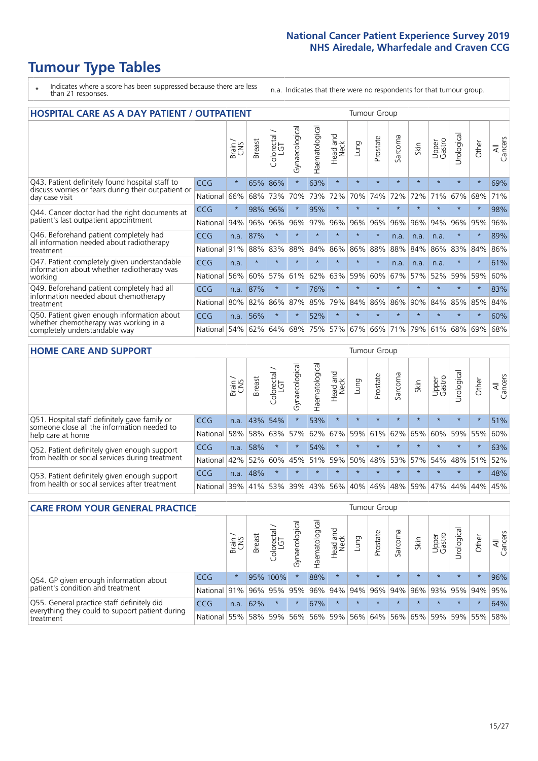# Tumour Type Tables

- `*` Indicates where a score has been suppressed because there are less than 21 responses.
- n.a. Indicates that there were no respondents for that tumour group.

## HOSPITAL CARE AS A DAY PATIENT / OUTPATIENT

| | | Brain / CNS | Breast | Colorectal / LGT | Gynaecological | Haematological | Head and Neck | Lung | Prostate | Sarcoma | Skin | Upper Gastro | Urological | Other | All Cancers |
|---|---|---|---|---|---|---|---|---|---|---|---|---|---|---|---|
| Q43. Patient definitely found hospital staff to discuss worries or fears during their outpatient or day case visit | CCG | * | 65% | 86% | * | 63% | * | * | * | * | * | * | * | * | 69% |
| | National | 66% | 68% | 73% | 70% | 73% | 72% | 70% | 74% | 72% | 72% | 71% | 67% | 68% | 71% |
| Q44. Cancer doctor had the right documents at patient's last outpatient appointment | CCG | * | 98% | 96% | * | 95% | * | * | * | * | * | * | * | * | 98% |
| | National | 94% | 96% | 96% | 96% | 97% | 96% | 96% | 96% | 96% | 96% | 94% | 96% | 95% | 96% |
| Q46. Beforehand patient completely had all information needed about radiotherapy treatment | CCG | n.a. | 87% | * | * | * | * | * | * | n.a. | n.a. | n.a. | * | * | 89% |
| | National | 91% | 88% | 83% | 88% | 84% | 86% | 86% | 88% | 88% | 84% | 86% | 83% | 84% | 86% |
| Q47. Patient completely given understandable information about whether radiotherapy was working | CCG | n.a. | * | * | * | * | * | * | * | n.a. | n.a. | n.a. | * | * | 61% |
| | National | 56% | 60% | 57% | 61% | 62% | 63% | 59% | 60% | 67% | 57% | 52% | 59% | 59% | 60% |
| Q49. Beforehand patient completely had all information needed about chemotherapy treatment | CCG | n.a. | 87% | * | * | 76% | * | * | * | * | * | * | * | * | 83% |
| | National | 80% | 82% | 86% | 87% | 85% | 79% | 84% | 86% | 86% | 90% | 84% | 85% | 85% | 84% |
| Q50. Patient given enough information about whether chemotherapy was working in a completely understandable way | CCG | n.a. | 56% | * | * | 52% | * | * | * | * | * | * | * | * | 60% |
| | National | 54% | 62% | 64% | 68% | 75% | 57% | 67% | 66% | 71% | 79% | 61% | 68% | 69% | 68% |

## HOME CARE AND SUPPORT

| | | Brain / CNS | Breast | Colorectal / LGT | Gynaecological | Haematological | Head and Neck | Lung | Prostate | Sarcoma | Skin | Upper Gastro | Urological | Other | All Cancers |
|---|---|---|---|---|---|---|---|---|---|---|---|---|---|---|---|
| Q51. Hospital staff definitely gave family or someone close all the information needed to help care at home | CCG | n.a. | 43% | 54% | * | 53% | * | * | * | * | * | * | * | * | 51% |
| | National | 58% | 58% | 63% | 57% | 62% | 67% | 59% | 61% | 62% | 65% | 60% | 59% | 55% | 60% |
| Q52. Patient definitely given enough support from health or social services during treatment | CCG | n.a. | 58% | * | * | 54% | * | * | * | * | * | * | * | * | 63% |
| | National | 42% | 52% | 60% | 45% | 51% | 59% | 50% | 48% | 53% | 57% | 54% | 48% | 51% | 52% |
| Q53. Patient definitely given enough support from health or social services after treatment | CCG | n.a. | 48% | * | * | * | * | * | * | * | * | * | * | * | 48% |
| | National | 39% | 41% | 53% | 39% | 43% | 56% | 40% | 46% | 48% | 59% | 47% | 44% | 44% | 45% |

## CARE FROM YOUR GENERAL PRACTICE

| | | Brain / CNS | Breast | Colorectal / LGT | Gynaecological | Haematological | Head and Neck | Lung | Prostate | Sarcoma | Skin | Upper Gastro | Urological | Other | All Cancers |
|---|---|---|---|---|---|---|---|---|---|---|---|---|---|---|---|
| Q54. GP given enough information about patient's condition and treatment | CCG | * | 95% | 100% | * | 88% | * | * | * | * | * | * | * | * | 96% |
| | National | 91% | 96% | 95% | 95% | 96% | 94% | 94% | 96% | 94% | 96% | 93% | 95% | 94% | 95% |
| Q55. General practice staff definitely did everything they could to support patient during treatment | CCG | n.a. | 62% | * | * | 67% | * | * | * | * | * | * | * | * | 64% |
| | National | 55% | 58% | 59% | 56% | 56% | 59% | 56% | 64% | 56% | 65% | 59% | 59% | 55% | 58% |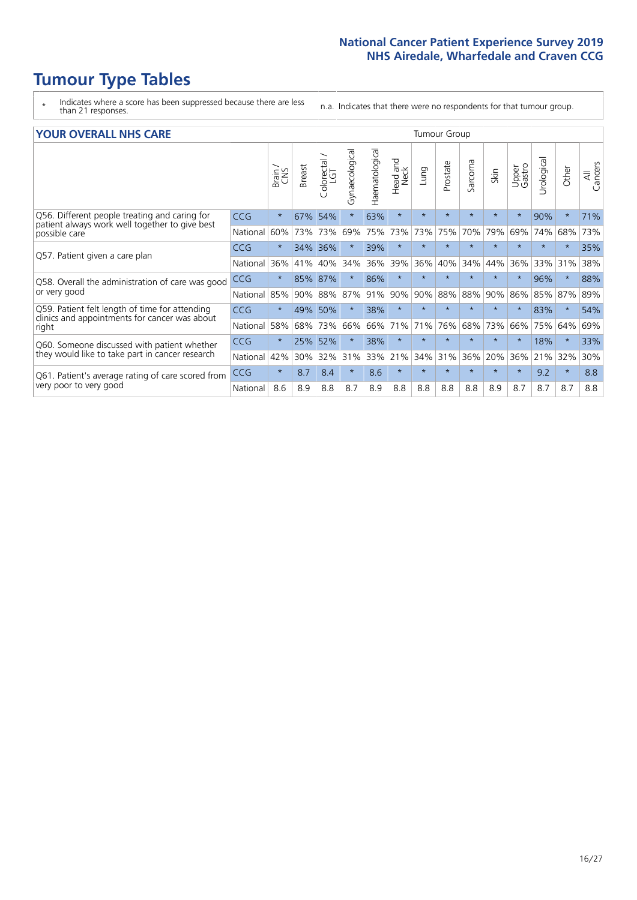# Tumour Type Tables

- \* Indicates where a score has been suppressed because there are less than 21 responses.
- n.a. Indicates that there were no respondents for that tumour group.

## YOUR OVERALL NHS CARE

| | | Brain / CNS | Breast | Colorectal / LGT | Gynaecological | Haematological | Head and Neck | Lung | Prostate | Sarcoma | Skin | Upper Gastro | Urological | Other | All Cancers |
|---|---|---|---|---|---|---|---|---|---|---|---|---|---|---|---|
| Q56. Different people treating and caring for patient always work well together to give best possible care | CCG | * | 67% | 54% | * | 63% | * | * | * | * | * | * | 90% | * | 71% |
| | National | 60% | 73% | 73% | 69% | 75% | 73% | 73% | 75% | 70% | 79% | 69% | 74% | 68% | 73% |
| Q57. Patient given a care plan | CCG | * | 34% | 36% | * | 39% | * | * | * | * | * | * | * | * | 35% |
| | National | 36% | 41% | 40% | 34% | 36% | 39% | 36% | 40% | 34% | 44% | 36% | 33% | 31% | 38% |
| Q58. Overall the administration of care was good or very good | CCG | * | 85% | 87% | * | 86% | * | * | * | * | * | * | 96% | * | 88% |
| | National | 85% | 90% | 88% | 87% | 91% | 90% | 90% | 88% | 88% | 90% | 86% | 85% | 87% | 89% |
| Q59. Patient felt length of time for attending clinics and appointments for cancer was about right | CCG | * | 49% | 50% | * | 38% | * | * | * | * | * | * | 83% | * | 54% |
| | National | 58% | 68% | 73% | 66% | 66% | 71% | 71% | 76% | 68% | 73% | 66% | 75% | 64% | 69% |
| Q60. Someone discussed with patient whether they would like to take part in cancer research | CCG | * | 25% | 52% | * | 38% | * | * | * | * | * | * | 18% | * | 33% |
| | National | 42% | 30% | 32% | 31% | 33% | 21% | 34% | 31% | 36% | 20% | 36% | 21% | 32% | 30% |
| Q61. Patient's average rating of care scored from very poor to very good | CCG | * | 8.7 | 8.4 | * | 8.6 | * | * | * | * | * | * | 9.2 | * | 8.8 |
| | National | 8.6 | 8.9 | 8.8 | 8.7 | 8.9 | 8.8 | 8.8 | 8.8 | 8.8 | 8.9 | 8.7 | 8.7 | 8.7 | 8.8 |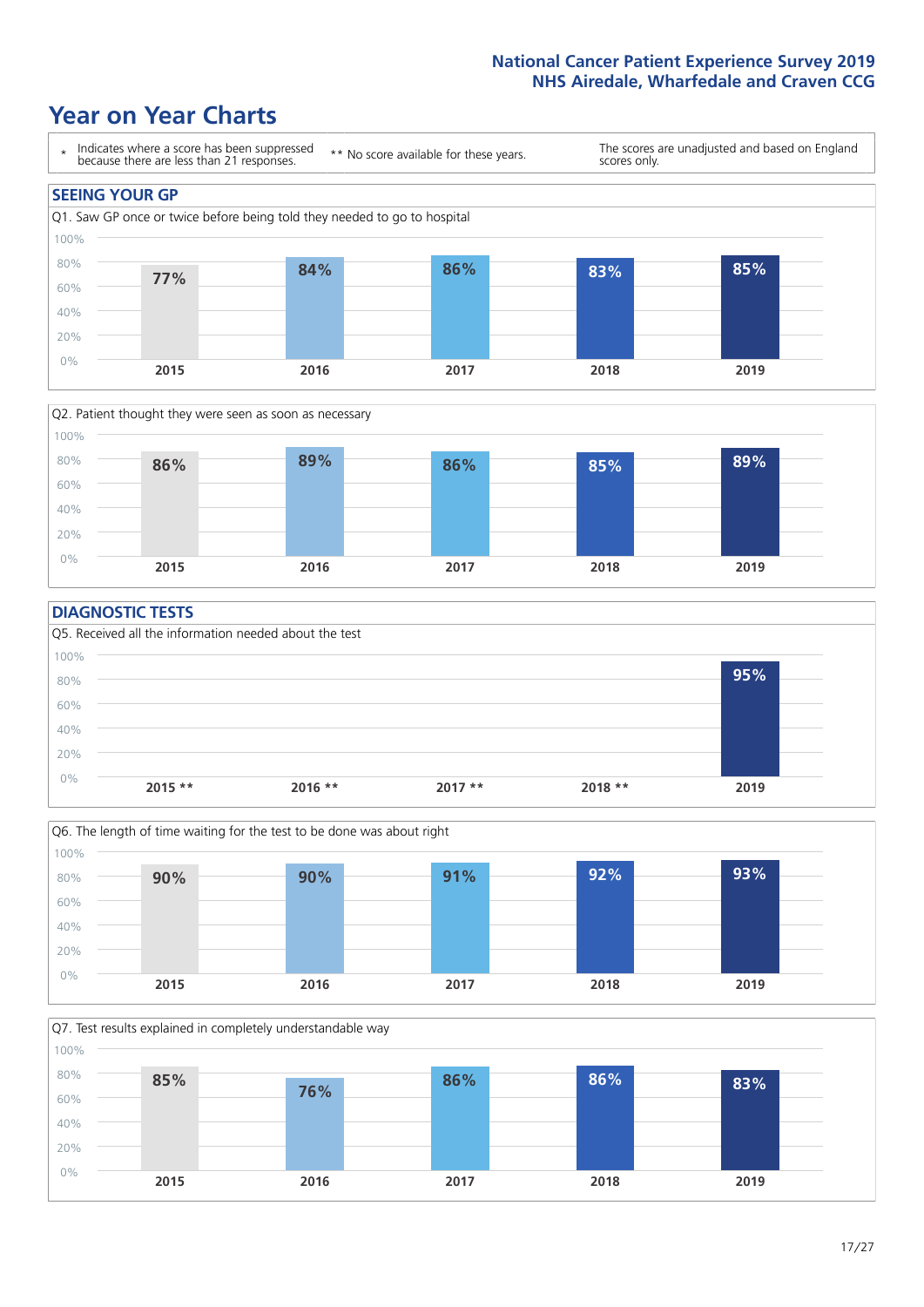# Year on Year Charts

\* Indicates where a score has been suppressed because there are less than 21 responses.

\*\* No score available for these years.

The scores are unadjusted and based on England scores only.

## SEEING YOUR GP

Q1. Saw GP once or twice before being told they needed to go to hospital

| 2015 | 2016 | 2017 | 2018 | 2019 |
|---|---|---|---|---|
| 77% | 84% | 86% | 83% | 85% |

Q2. Patient thought they were seen as soon as necessary

| 2015 | 2016 | 2017 | 2018 | 2019 |
|---|---|---|---|---|
| 86% | 89% | 86% | 85% | 89% |

## DIAGNOSTIC TESTS

Q5. Received all the information needed about the test

| 2015 ** | 2016 ** | 2017 ** | 2018 ** | 2019 |
|---|---|---|---|---|
| | | | | 95% |

Q6. The length of time waiting for the test to be done was about right

| 2015 | 2016 | 2017 | 2018 | 2019 |
|---|---|---|---|---|
| 90% | 90% | 91% | 92% | 93% |

Q7. Test results explained in completely understandable way

| 2015 | 2016 | 2017 | 2018 | 2019 |
|---|---|---|---|---|
| 85% | 76% | 86% | 86% | 83% |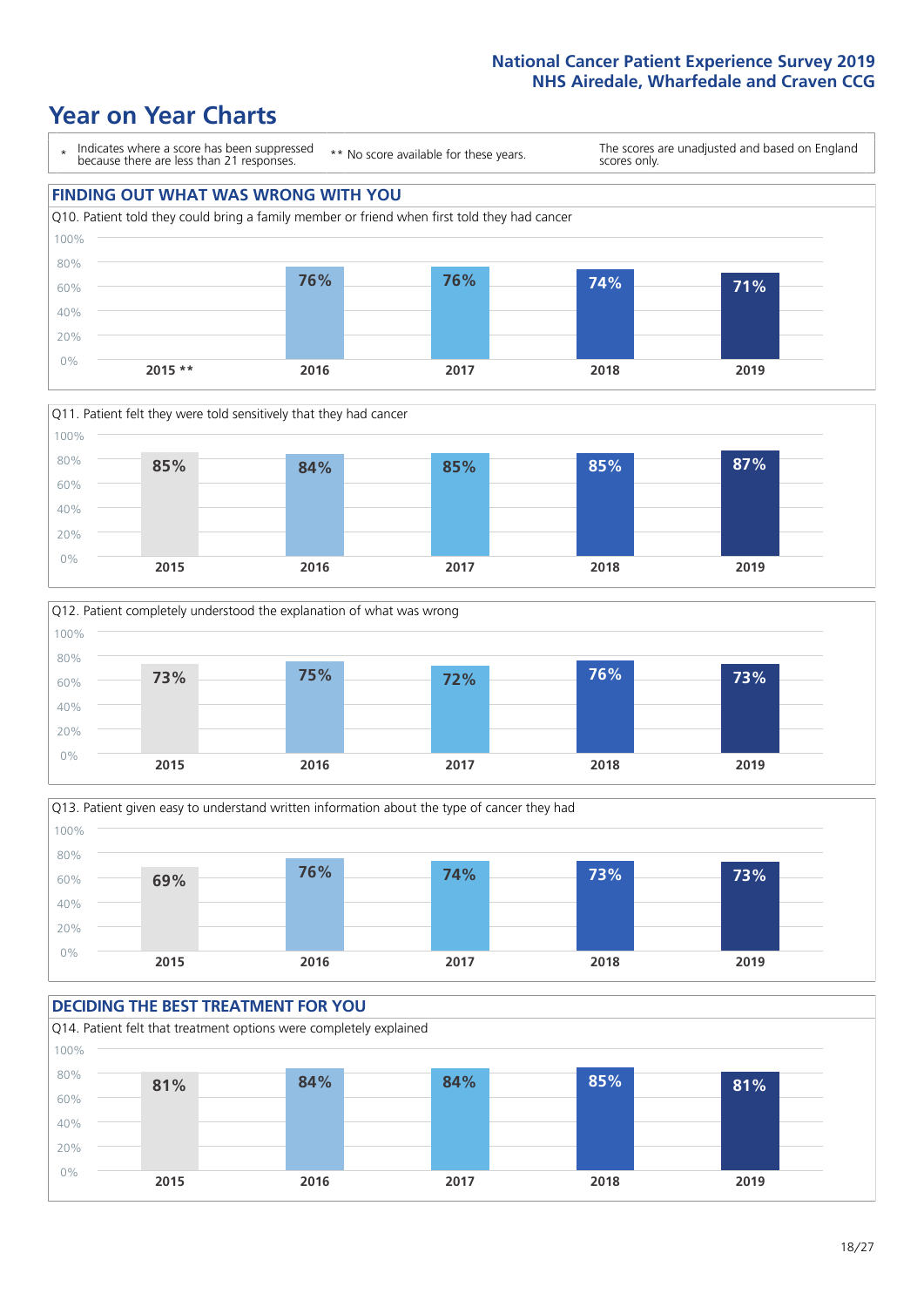# Year on Year Charts

\* Indicates where a score has been suppressed because there are less than 21 responses.

** No score available for these years.

The scores are unadjusted and based on England scores only.

## FINDING OUT WHAT WAS WRONG WITH YOU

Q10. Patient told they could bring a family member or friend when first told they had cancer

| 2015 ** | 2016 | 2017 | 2018 | 2019 |
|---|---|---|---|---|
| | 76% | 76% | 74% | 71% |

Q11. Patient felt they were told sensitively that they had cancer

| 2015 | 2016 | 2017 | 2018 | 2019 |
|---|---|---|---|---|
| 85% | 84% | 85% | 85% | 87% |

Q12. Patient completely understood the explanation of what was wrong

| 2015 | 2016 | 2017 | 2018 | 2019 |
|---|---|---|---|---|
| 73% | 75% | 72% | 76% | 73% |

Q13. Patient given easy to understand written information about the type of cancer they had

| 2015 | 2016 | 2017 | 2018 | 2019 |
|---|---|---|---|---|
| 69% | 76% | 74% | 73% | 73% |

## DECIDING THE BEST TREATMENT FOR YOU

Q14. Patient felt that treatment options were completely explained

| 2015 | 2016 | 2017 | 2018 | 2019 |
|---|---|---|---|---|
| 81% | 84% | 84% | 85% | 81% |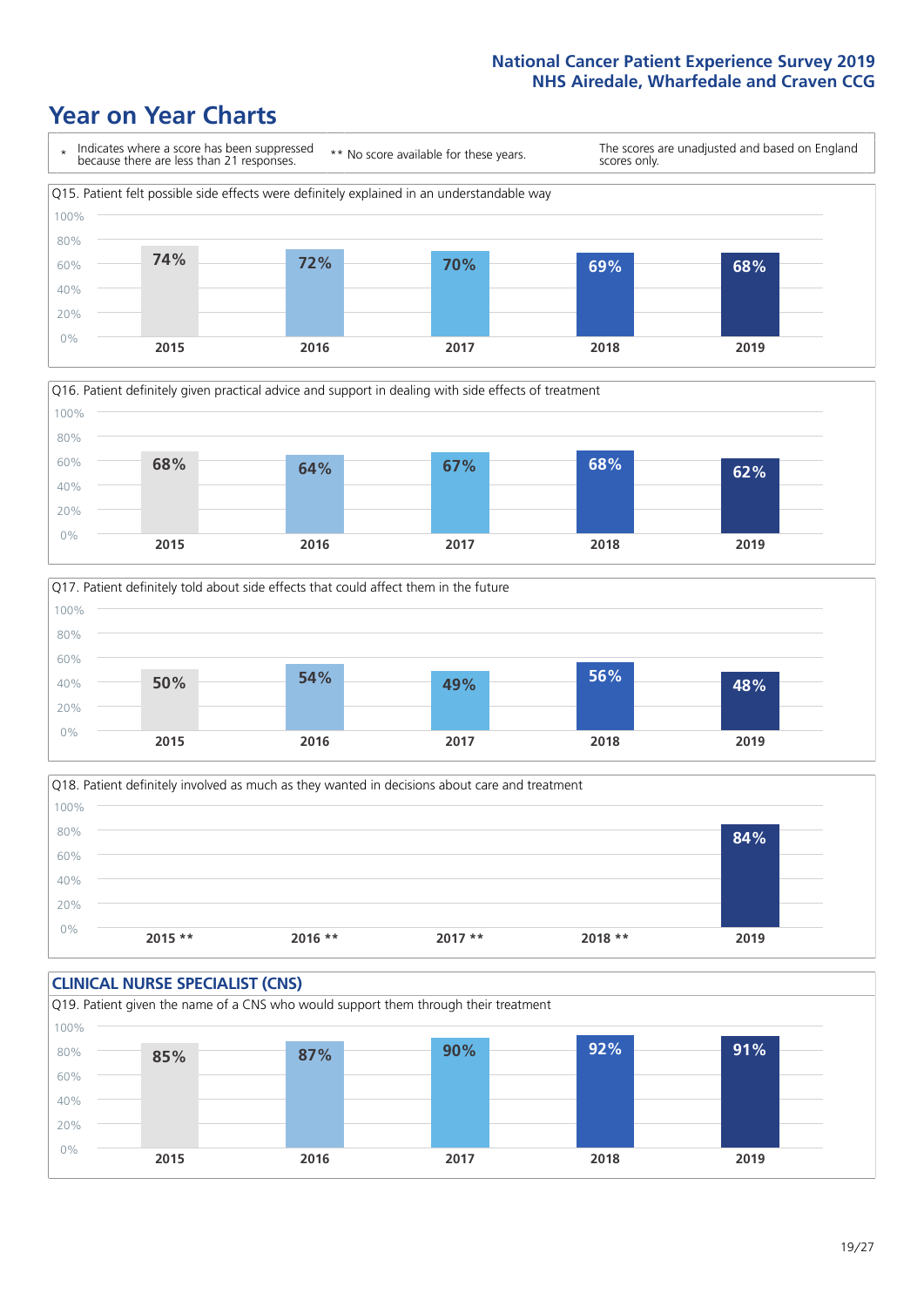# Year on Year Charts

\* Indicates where a score has been suppressed because there are less than 21 responses.

** No score available for these years.

The scores are unadjusted and based on England scores only.

Q15. Patient felt possible side effects were definitely explained in an understandable way

| 2015 | 2016 | 2017 | 2018 | 2019 |
|---|---|---|---|---|
| 74% | 72% | 70% | 69% | 68% |

Q16. Patient definitely given practical advice and support in dealing with side effects of treatment

| 2015 | 2016 | 2017 | 2018 | 2019 |
|---|---|---|---|---|
| 68% | 64% | 67% | 68% | 62% |

Q17. Patient definitely told about side effects that could affect them in the future

| 2015 | 2016 | 2017 | 2018 | 2019 |
|---|---|---|---|---|
| 50% | 54% | 49% | 56% | 48% |

Q18. Patient definitely involved as much as they wanted in decisions about care and treatment

| 2015 ** | 2016 ** | 2017 ** | 2018 ** | 2019 |
|---|---|---|---|---|
| | | | | 84% |

## CLINICAL NURSE SPECIALIST (CNS)

Q19. Patient given the name of a CNS who would support them through their treatment

| 2015 | 2016 | 2017 | 2018 | 2019 |
|---|---|---|---|---|
| 85% | 87% | 90% | 92% | 91% |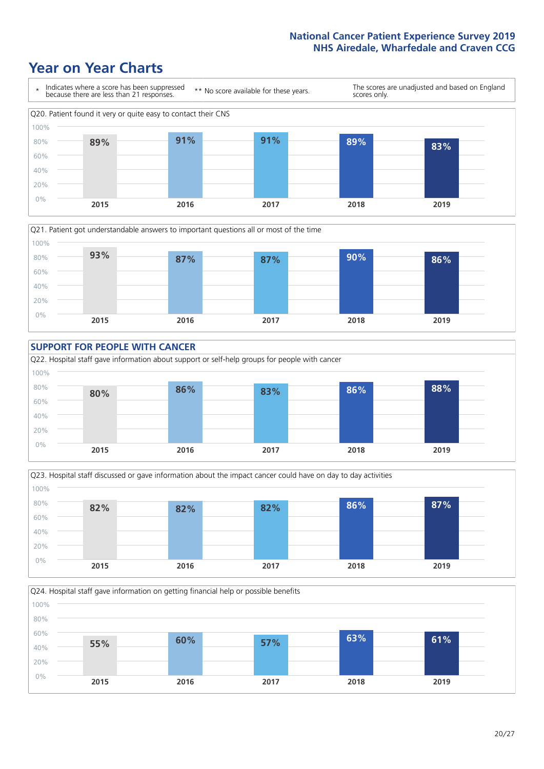# Year on Year Charts

\* Indicates where a score has been suppressed because there are less than 21 responses.

\*\* No score available for these years.

The scores are unadjusted and based on England scores only.

Q20. Patient found it very or quite easy to contact their CNS

| 2015 | 2016 | 2017 | 2018 | 2019 |
|---|---|---|---|---|
| 89% | 91% | 91% | 89% | 83% |

Q21. Patient got understandable answers to important questions all or most of the time

| 2015 | 2016 | 2017 | 2018 | 2019 |
|---|---|---|---|---|
| 93% | 87% | 87% | 90% | 86% |

## SUPPORT FOR PEOPLE WITH CANCER

Q22. Hospital staff gave information about support or self-help groups for people with cancer

| 2015 | 2016 | 2017 | 2018 | 2019 |
|---|---|---|---|---|
| 80% | 86% | 83% | 86% | 88% |

Q23. Hospital staff discussed or gave information about the impact cancer could have on day to day activities

| 2015 | 2016 | 2017 | 2018 | 2019 |
|---|---|---|---|---|
| 82% | 82% | 82% | 86% | 87% |

Q24. Hospital staff gave information on getting financial help or possible benefits

| 2015 | 2016 | 2017 | 2018 | 2019 |
|---|---|---|---|---|
| 55% | 60% | 57% | 63% | 61% |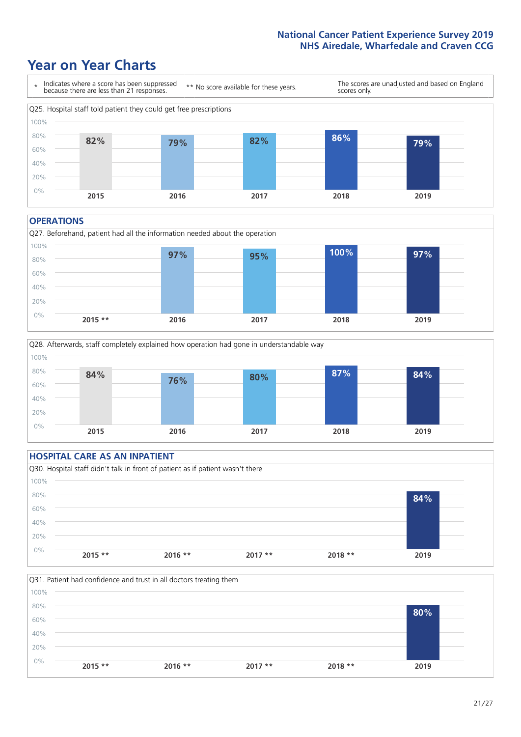# Year on Year Charts

\* Indicates where a score has been suppressed because there are less than 21 responses.

** No score available for these years.

The scores are unadjusted and based on England scores only.

Q25. Hospital staff told patient they could get free prescriptions

| 2015 | 2016 | 2017 | 2018 | 2019 |
|---|---|---|---|---|
| 82% | 79% | 82% | 86% | 79% |

## OPERATIONS

Q27. Beforehand, patient had all the information needed about the operation

| 2015 ** | 2016 | 2017 | 2018 | 2019 |
|---|---|---|---|---|
| | 97% | 95% | 100% | 97% |

Q28. Afterwards, staff completely explained how operation had gone in understandable way

| 2015 | 2016 | 2017 | 2018 | 2019 |
|---|---|---|---|---|
| 84% | 76% | 80% | 87% | 84% |

## HOSPITAL CARE AS AN INPATIENT

Q30. Hospital staff didn't talk in front of patient as if patient wasn't there

| 2015 ** | 2016 ** | 2017 ** | 2018 ** | 2019 |
|---|---|---|---|---|
| | | | | 84% |

Q31. Patient had confidence and trust in all doctors treating them

| 2015 ** | 2016 ** | 2017 ** | 2018 ** | 2019 |
|---|---|---|---|---|
| | | | | 80% |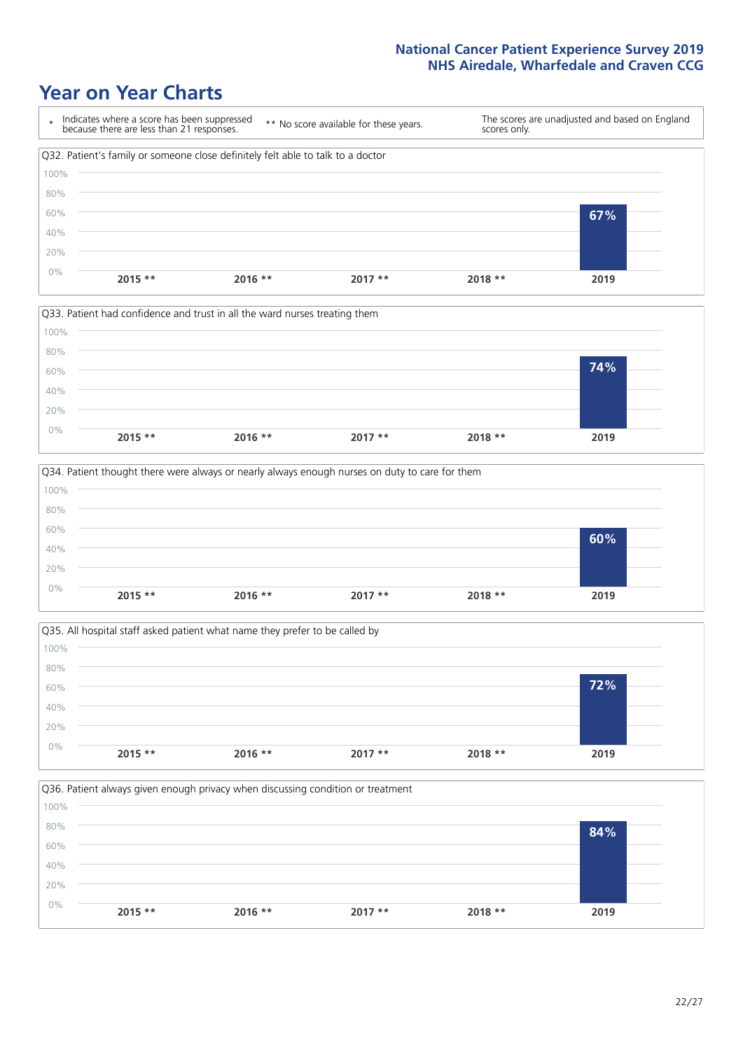# Year on Year Charts

| * Indicates where a score has been suppressed because there are less than 21 responses. | ** No score available for these years. | The scores are unadjusted and based on England scores only. |
|---|---|---|

Q32. Patient's family or someone close definitely felt able to talk to a doctor

| 2015 ** | 2016 ** | 2017 ** | 2018 ** | 2019 |
|---|---|---|---|---|
| | | | | 67% |

Q33. Patient had confidence and trust in all the ward nurses treating them

| 2015 ** | 2016 ** | 2017 ** | 2018 ** | 2019 |
|---|---|---|---|---|
| | | | | 74% |

Q34. Patient thought there were always or nearly always enough nurses on duty to care for them

| 2015 ** | 2016 ** | 2017 ** | 2018 ** | 2019 |
|---|---|---|---|---|
| | | | | 60% |

Q35. All hospital staff asked patient what name they prefer to be called by

| 2015 ** | 2016 ** | 2017 ** | 2018 ** | 2019 |
|---|---|---|---|---|
| | | | | 72% |

Q36. Patient always given enough privacy when discussing condition or treatment

| 2015 ** | 2016 ** | 2017 ** | 2018 ** | 2019 |
|---|---|---|---|---|
| | | | | 84% |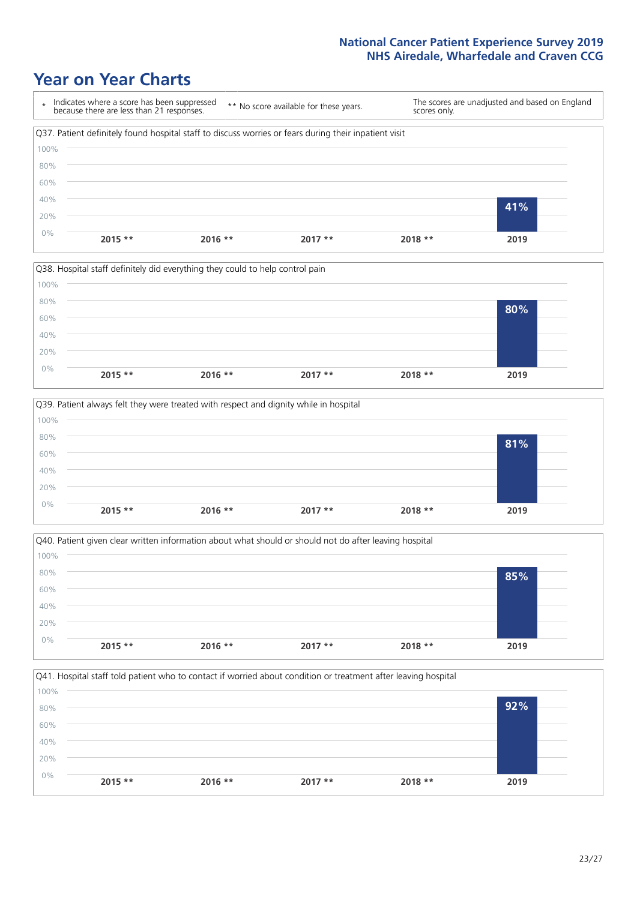# Year on Year Charts

\* Indicates where a score has been suppressed because there are less than 21 responses.

** No score available for these years.

The scores are unadjusted and based on England scores only.

Q37. Patient definitely found hospital staff to discuss worries or fears during their inpatient visit

| 2015 ** | 2016 ** | 2017 ** | 2018 ** | 2019 |
|---|---|---|---|---|
| | | | | 41% |

Q38. Hospital staff definitely did everything they could to help control pain

| 2015 ** | 2016 ** | 2017 ** | 2018 ** | 2019 |
|---|---|---|---|---|
| | | | | 80% |

Q39. Patient always felt they were treated with respect and dignity while in hospital

| 2015 ** | 2016 ** | 2017 ** | 2018 ** | 2019 |
|---|---|---|---|---|
| | | | | 81% |

Q40. Patient given clear written information about what should or should not do after leaving hospital

| 2015 ** | 2016 ** | 2017 ** | 2018 ** | 2019 |
|---|---|---|---|---|
| | | | | 85% |

Q41. Hospital staff told patient who to contact if worried about condition or treatment after leaving hospital

| 2015 ** | 2016 ** | 2017 ** | 2018 ** | 2019 |
|---|---|---|---|---|
| | | | | 92% |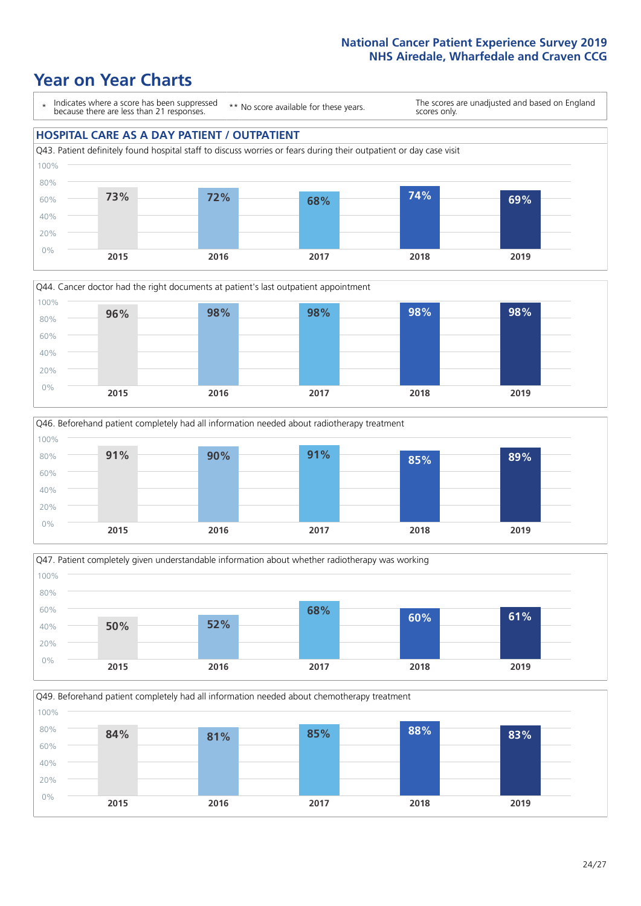# Year on Year Charts

\* Indicates where a score has been suppressed because there are less than 21 responses.

\*\* No score available for these years.

The scores are unadjusted and based on England scores only.

## HOSPITAL CARE AS A DAY PATIENT / OUTPATIENT

Q43. Patient definitely found hospital staff to discuss worries or fears during their outpatient or day case visit

| 2015 | 2016 | 2017 | 2018 | 2019 |
|---|---|---|---|---|
| 73% | 72% | 68% | 74% | 69% |

Q44. Cancer doctor had the right documents at patient's last outpatient appointment

| 2015 | 2016 | 2017 | 2018 | 2019 |
|---|---|---|---|---|
| 96% | 98% | 98% | 98% | 98% |

Q46. Beforehand patient completely had all information needed about radiotherapy treatment

| 2015 | 2016 | 2017 | 2018 | 2019 |
|---|---|---|---|---|
| 91% | 90% | 91% | 85% | 89% |

Q47. Patient completely given understandable information about whether radiotherapy was working

| 2015 | 2016 | 2017 | 2018 | 2019 |
|---|---|---|---|---|
| 50% | 52% | 68% | 60% | 61% |

Q49. Beforehand patient completely had all information needed about chemotherapy treatment

| 2015 | 2016 | 2017 | 2018 | 2019 |
|---|---|---|---|---|
| 84% | 81% | 85% | 88% | 83% |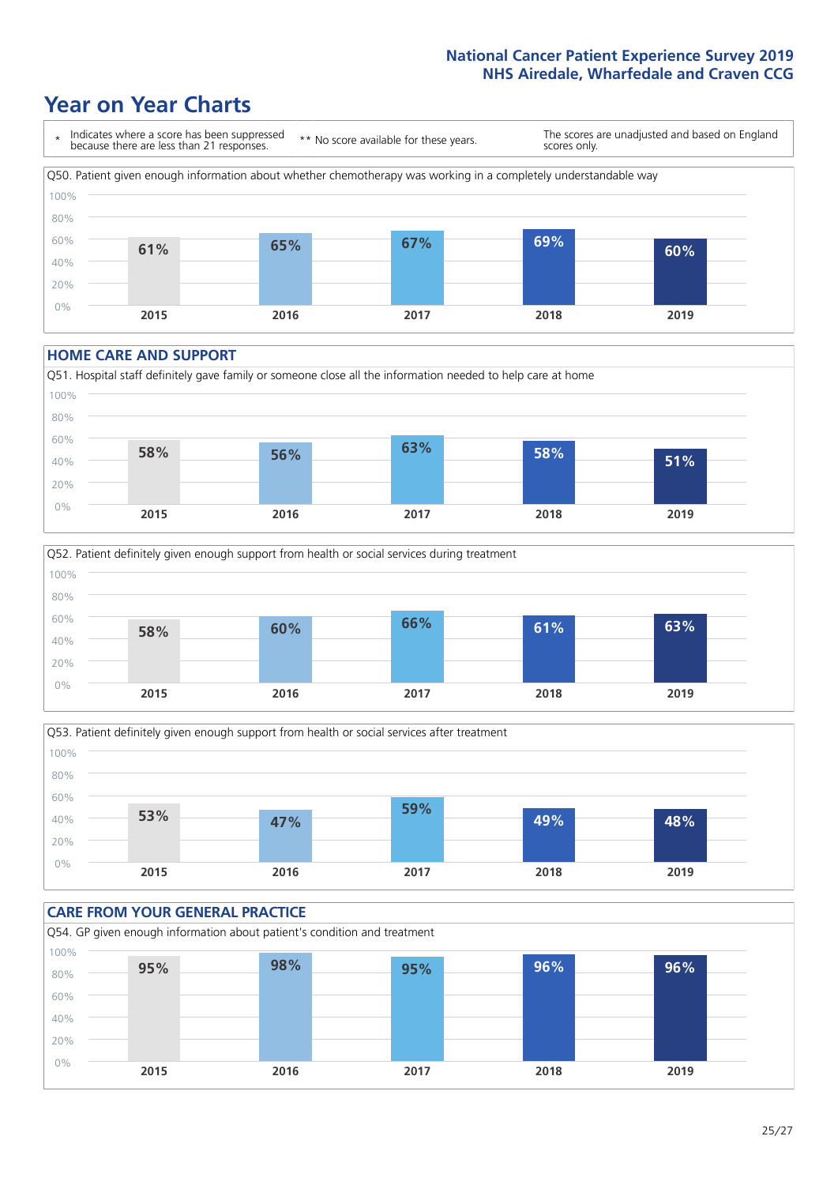# Year on Year Charts

| * Indicates where a score has been suppressed because there are less than 21 responses. | ** No score available for these years. | The scores are unadjusted and based on England scores only. |
|---|---|---|

Q50. Patient given enough information about whether chemotherapy was working in a completely understandable way

| 2015 | 2016 | 2017 | 2018 | 2019 |
|---|---|---|---|---|
| 61% | 65% | 67% | 69% | 60% |

## HOME CARE AND SUPPORT

Q51. Hospital staff definitely gave family or someone close all the information needed to help care at home

| 2015 | 2016 | 2017 | 2018 | 2019 |
|---|---|---|---|---|
| 58% | 56% | 63% | 58% | 51% |

Q52. Patient definitely given enough support from health or social services during treatment

| 2015 | 2016 | 2017 | 2018 | 2019 |
|---|---|---|---|---|
| 58% | 60% | 66% | 61% | 63% |

Q53. Patient definitely given enough support from health or social services after treatment

| 2015 | 2016 | 2017 | 2018 | 2019 |
|---|---|---|---|---|
| 53% | 47% | 59% | 49% | 48% |

## CARE FROM YOUR GENERAL PRACTICE

Q54. GP given enough information about patient's condition and treatment

| 2015 | 2016 | 2017 | 2018 | 2019 |
|---|---|---|---|---|
| 95% | 98% | 95% | 96% | 96% |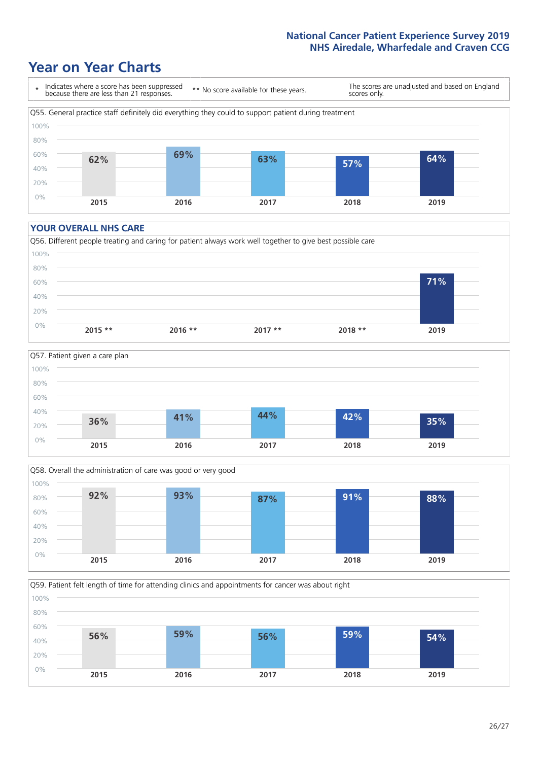# Year on Year Charts

\* Indicates where a score has been suppressed because there are less than 21 responses.

\*\* No score available for these years.

The scores are unadjusted and based on England scores only.

Q55. General practice staff definitely did everything they could to support patient during treatment

| 2015 | 2016 | 2017 | 2018 | 2019 |
|---|---|---|---|---|
| 62% | 69% | 63% | 57% | 64% |

## YOUR OVERALL NHS CARE

Q56. Different people treating and caring for patient always work well together to give best possible care

| 2015 ** | 2016 ** | 2017 ** | 2018 ** | 2019 |
|---|---|---|---|---|
| | | | | 71% |

Q57. Patient given a care plan

| 2015 | 2016 | 2017 | 2018 | 2019 |
|---|---|---|---|---|
| 36% | 41% | 44% | 42% | 35% |

Q58. Overall the administration of care was good or very good

| 2015 | 2016 | 2017 | 2018 | 2019 |
|---|---|---|---|---|
| 92% | 93% | 87% | 91% | 88% |

Q59. Patient felt length of time for attending clinics and appointments for cancer was about right

| 2015 | 2016 | 2017 | 2018 | 2019 |
|---|---|---|---|---|
| 56% | 59% | 56% | 59% | 54% |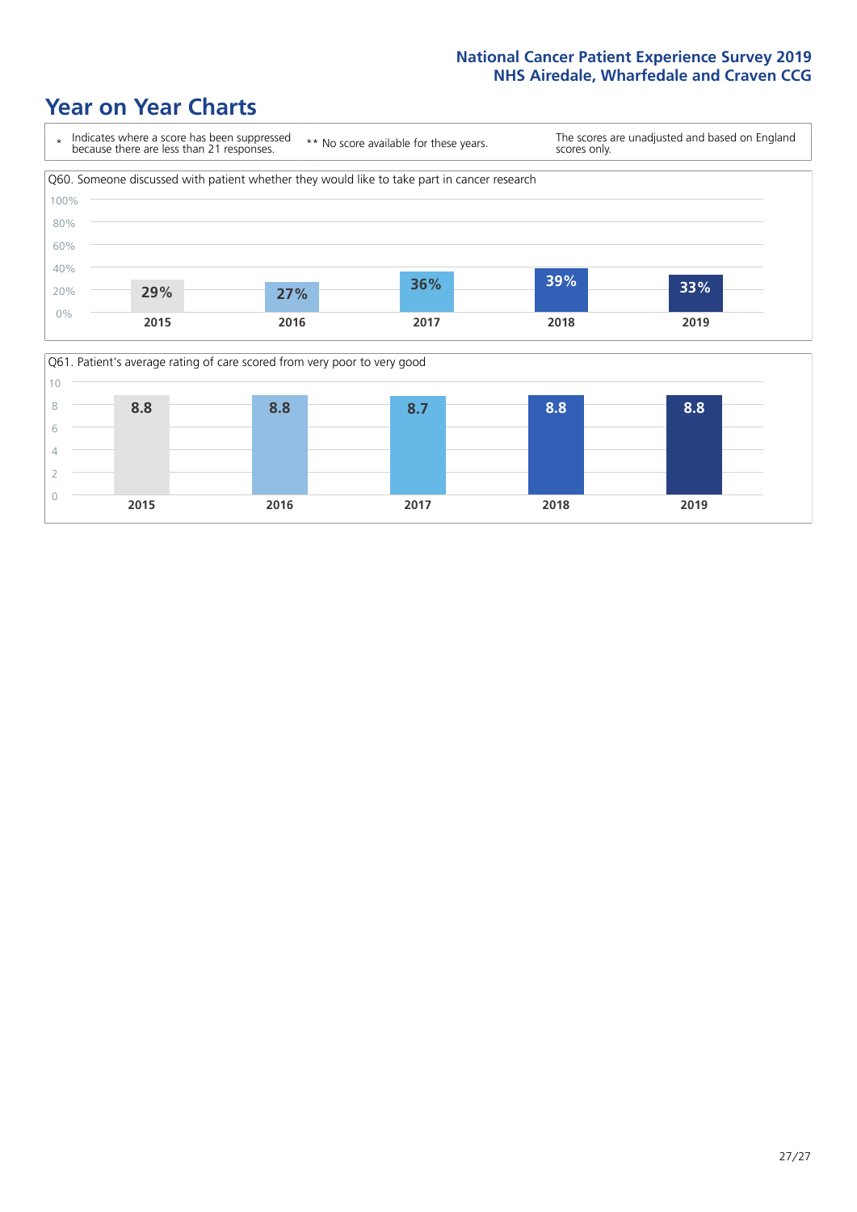# Year on Year Charts

\* Indicates where a score has been suppressed because there are less than 21 responses.

\*\* No score available for these years.

The scores are unadjusted and based on England scores only.

Q60. Someone discussed with patient whether they would like to take part in cancer research

100%
80%
60%
40%
20%
0%

29% 2015
27% 2016
36% 2017
39% 2018
33% 2019

Q61. Patient's average rating of care scored from very poor to very good

10
8
6
4
2
0

8.8 2015
8.8 2016
8.7 2017
8.8 2018
8.8 2019